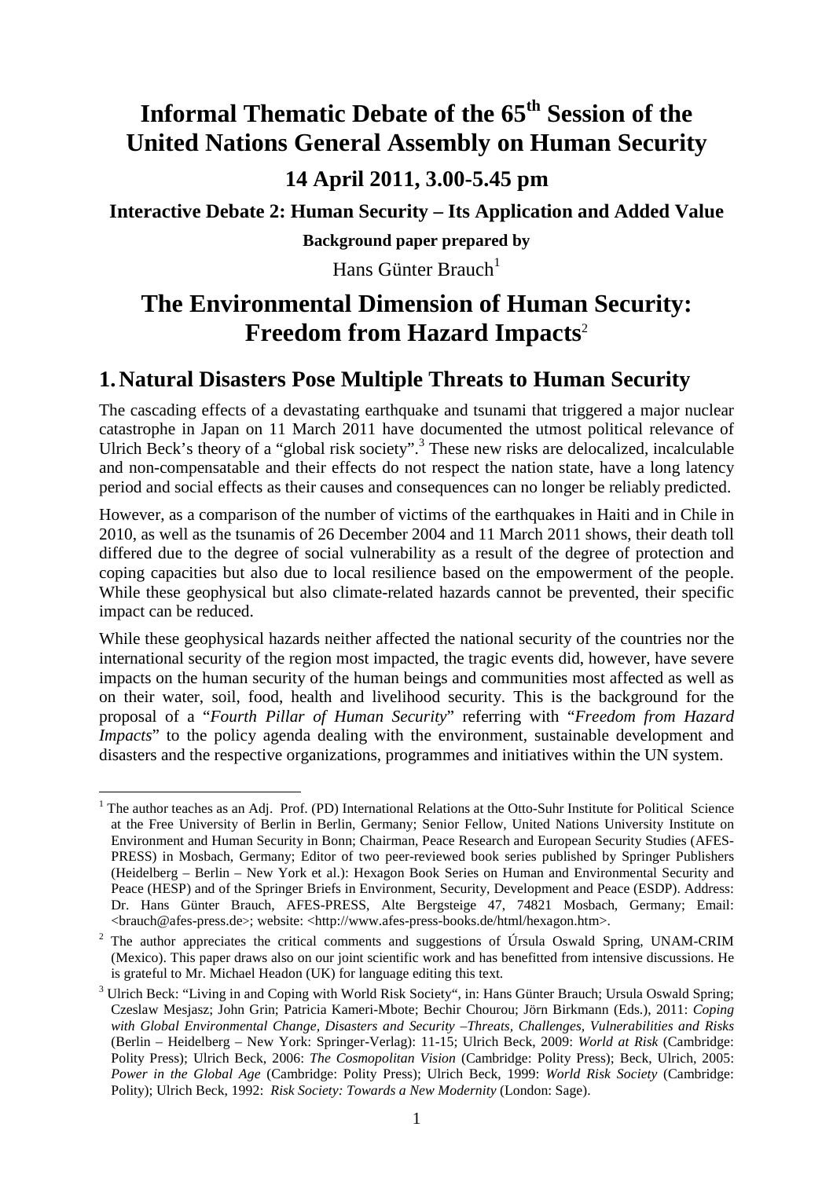# Informal Thematic Debate of the 65th Session of the United Nations General Assembly on Human Security

## 14 April 2011, 3.00-5.45 pm

**Interactive Debate 2: Human Security – Its Application and Added Value**

**Background paper prepared by**

Hans Günter Brauch[1]

# The Environmental Dimension of Human Security: Freedom from Hazard Impacts[2]

## 1. Natural Disasters Pose Multiple Threats to Human Security

The cascading effects of a devastating earthquake and tsunami that triggered a major nuclear catastrophe in Japan on 11 March 2011 have documented the utmost political relevance of Ulrich Beck's theory of a "global risk society".[3] These new risks are delocalized, incalculable and non-compensatable and their effects do not respect the nation state, have a long latency period and social effects as their causes and consequences can no longer be reliably predicted.

However, as a comparison of the number of victims of the earthquakes in Haiti and in Chile in 2010, as well as the tsunamis of 26 December 2004 and 11 March 2011 shows, their death toll differed due to the degree of social vulnerability as a result of the degree of protection and coping capacities but also due to local resilience based on the empowerment of the people. While these geophysical but also climate-related hazards cannot be prevented, their specific impact can be reduced.

While these geophysical hazards neither affected the national security of the countries nor the international security of the region most impacted, the tragic events did, however, have severe impacts on the human security of the human beings and communities most affected as well as on their water, soil, food, health and livelihood security. This is the background for the proposal of a "*Fourth Pillar of Human Security*" referring with "*Freedom from Hazard Impacts*" to the policy agenda dealing with the environment, sustainable development and disasters and the respective organizations, programmes and initiatives within the UN system.

---

[1] The author teaches as an Adj. Prof. (PD) International Relations at the Otto-Suhr Institute for Political Science at the Free University of Berlin in Berlin, Germany; Senior Fellow, United Nations University Institute on Environment and Human Security in Bonn; Chairman, Peace Research and European Security Studies (AFES-PRESS) in Mosbach, Germany; Editor of two peer-reviewed book series published by Springer Publishers (Heidelberg – Berlin – New York et al.): Hexagon Book Series on Human and Environmental Security and Peace (HESP) and of the Springer Briefs in Environment, Security, Development and Peace (ESDP). Address: Dr. Hans Günter Brauch, AFES-PRESS, Alte Bergsteige 47, 74821 Mosbach, Germany; Email: <brauch@afes-press.de>; website: <http://www.afes-press-books.de/html/hexagon.htm>.

[2] The author appreciates the critical comments and suggestions of Úrsula Oswald Spring, UNAM-CRIM (Mexico). This paper draws also on our joint scientific work and has benefitted from intensive discussions. He is grateful to Mr. Michael Headon (UK) for language editing this text.

[3] Ulrich Beck: "Living in and Coping with World Risk Society", in: Hans Günter Brauch; Ursula Oswald Spring; Czeslaw Mesjasz; John Grin; Patricia Kameri-Mbote; Bechir Chourou; Jörn Birkmann (Eds.), 2011: *Coping with Global Environmental Change, Disasters and Security –Threats, Challenges, Vulnerabilities and Risks* (Berlin – Heidelberg – New York: Springer-Verlag): 11-15; Ulrich Beck, 2009: *World at Risk* (Cambridge: Polity Press); Ulrich Beck, 2006: *The Cosmopolitan Vision* (Cambridge: Polity Press); Beck, Ulrich, 2005: *Power in the Global Age* (Cambridge: Polity Press); Ulrich Beck, 1999: *World Risk Society* (Cambridge: Polity); Ulrich Beck, 1992: *Risk Society: Towards a New Modernity* (London: Sage).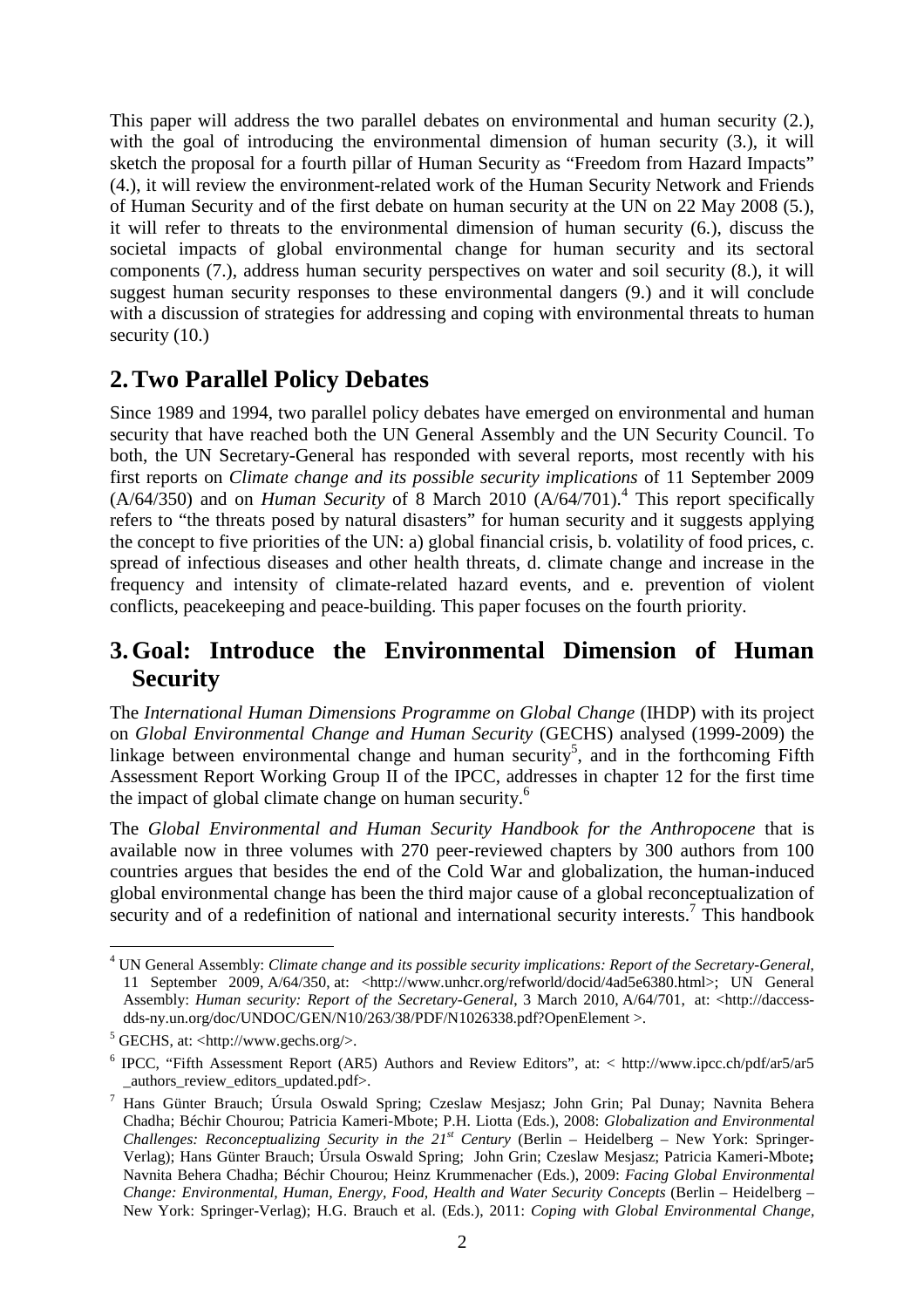This paper will address the two parallel debates on environmental and human security (2.), with the goal of introducing the environmental dimension of human security (3.), it will sketch the proposal for a fourth pillar of Human Security as "Freedom from Hazard Impacts" (4.), it will review the environment-related work of the Human Security Network and Friends of Human Security and of the first debate on human security at the UN on 22 May 2008 (5.), it will refer to threats to the environmental dimension of human security (6.), discuss the societal impacts of global environmental change for human security and its sectoral components (7.), address human security perspectives on water and soil security (8.), it will suggest human security responses to these environmental dangers (9.) and it will conclude with a discussion of strategies for addressing and coping with environmental threats to human security (10.)

## 2. Two Parallel Policy Debates

Since 1989 and 1994, two parallel policy debates have emerged on environmental and human security that have reached both the UN General Assembly and the UN Security Council. To both, the UN Secretary-General has responded with several reports, most recently with his first reports on *Climate change and its possible security implications* of 11 September 2009 (A/64/350) and on *Human Security* of 8 March 2010 (A/64/701).[4] This report specifically refers to "the threats posed by natural disasters" for human security and it suggests applying the concept to five priorities of the UN: a) global financial crisis, b. volatility of food prices, c. spread of infectious diseases and other health threats, d. climate change and increase in the frequency and intensity of climate-related hazard events, and e. prevention of violent conflicts, peacekeeping and peace-building. This paper focuses on the fourth priority.

## 3. Goal: Introduce the Environmental Dimension of Human Security

The *International Human Dimensions Programme on Global Change* (IHDP) with its project on *Global Environmental Change and Human Security* (GECHS) analysed (1999-2009) the linkage between environmental change and human security[5], and in the forthcoming Fifth Assessment Report Working Group II of the IPCC, addresses in chapter 12 for the first time the impact of global climate change on human security.[6]

The *Global Environmental and Human Security Handbook for the Anthropocene* that is available now in three volumes with 270 peer-reviewed chapters by 300 authors from 100 countries argues that besides the end of the Cold War and globalization, the human-induced global environmental change has been the third major cause of a global reconceptualization of security and of a redefinition of national and international security interests.[7] This handbook

---

[4] UN General Assembly: *Climate change and its possible security implications: Report of the Secretary-General*, 11 September 2009, A/64/350, at: <http://www.unhcr.org/refworld/docid/4ad5e6380.html>; UN General Assembly: *Human security: Report of the Secretary-General*, 3 March 2010, A/64/701, at: <http://daccess-dds-ny.un.org/doc/UNDOC/GEN/N10/263/38/PDF/N1026338.pdf?OpenElement >.

[5] GECHS, at: <http://www.gechs.org/>.

[6] IPCC, "Fifth Assessment Report (AR5) Authors and Review Editors", at: < http://www.ipcc.ch/pdf/ar5/ar5_authors_review_editors_updated.pdf>.

[7] Hans Günter Brauch; Úrsula Oswald Spring; Czeslaw Mesjasz; John Grin; Pal Dunay; Navnita Behera Chadha; Béchir Chourou; Patricia Kameri-Mbote; P.H. Liotta (Eds.), 2008: *Globalization and Environmental Challenges: Reconceptualizing Security in the 21st Century* (Berlin – Heidelberg – New York: Springer-Verlag); Hans Günter Brauch; Úrsula Oswald Spring; John Grin; Czeslaw Mesjasz; Patricia Kameri-Mbote**;** Navnita Behera Chadha; Béchir Chourou; Heinz Krummenacher (Eds.), 2009: *Facing Global Environmental Change: Environmental, Human, Energy, Food, Health and Water Security Concepts* (Berlin – Heidelberg – New York: Springer-Verlag); H.G. Brauch et al. (Eds.), 2011: *Coping with Global Environmental Change,*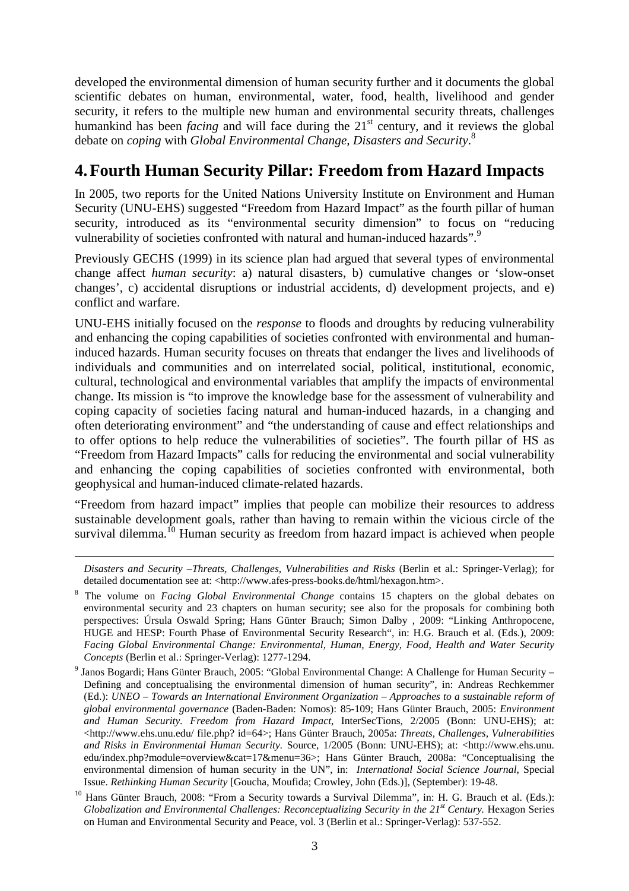developed the environmental dimension of human security further and it documents the global scientific debates on human, environmental, water, food, health, livelihood and gender security, it refers to the multiple new human and environmental security threats, challenges humankind has been *facing* and will face during the 21st century, and it reviews the global debate on *coping* with *Global Environmental Change, Disasters and Security*.[8]

# 4. Fourth Human Security Pillar: Freedom from Hazard Impacts

In 2005, two reports for the United Nations University Institute on Environment and Human Security (UNU-EHS) suggested "Freedom from Hazard Impact" as the fourth pillar of human security, introduced as its "environmental security dimension" to focus on "reducing vulnerability of societies confronted with natural and human-induced hazards".[9]

Previously GECHS (1999) in its science plan had argued that several types of environmental change affect *human security*: a) natural disasters, b) cumulative changes or 'slow-onset changes', c) accidental disruptions or industrial accidents, d) development projects, and e) conflict and warfare.

UNU-EHS initially focused on the *response* to floods and droughts by reducing vulnerability and enhancing the coping capabilities of societies confronted with environmental and human-induced hazards. Human security focuses on threats that endanger the lives and livelihoods of individuals and communities and on interrelated social, political, institutional, economic, cultural, technological and environmental variables that amplify the impacts of environmental change. Its mission is "to improve the knowledge base for the assessment of vulnerability and coping capacity of societies facing natural and human-induced hazards, in a changing and often deteriorating environment" and "the understanding of cause and effect relationships and to offer options to help reduce the vulnerabilities of societies". The fourth pillar of HS as "Freedom from Hazard Impacts" calls for reducing the environmental and social vulnerability and enhancing the coping capabilities of societies confronted with environmental, both geophysical and human-induced climate-related hazards.

"Freedom from hazard impact" implies that people can mobilize their resources to address sustainable development goals, rather than having to remain within the vicious circle of the survival dilemma.[10] Human security as freedom from hazard impact is achieved when people

---

*Disasters and Security –Threats, Challenges, Vulnerabilities and Risks* (Berlin et al.: Springer-Verlag); for detailed documentation see at: <http://www.afes-press-books.de/html/hexagon.htm>.

[8] The volume on *Facing Global Environmental Change* contains 15 chapters on the global debates on environmental security and 23 chapters on human security; see also for the proposals for combining both perspectives: Úrsula Oswald Spring; Hans Günter Brauch; Simon Dalby , 2009: "Linking Anthropocene, HUGE and HESP: Fourth Phase of Environmental Security Research", in: H.G. Brauch et al. (Eds.), 2009: *Facing Global Environmental Change: Environmental, Human, Energy, Food, Health and Water Security Concepts* (Berlin et al.: Springer-Verlag): 1277-1294.

[9] Janos Bogardi; Hans Günter Brauch, 2005: "Global Environmental Change: A Challenge for Human Security – Defining and conceptualising the environmental dimension of human security", in: Andreas Rechkemmer (Ed.): *UNEO – Towards an International Environment Organization – Approaches to a sustainable reform of global environmental governance* (Baden-Baden: Nomos): 85-109; Hans Günter Brauch, 2005: *Environment and Human Security. Freedom from Hazard Impact*, InterSecTions, 2/2005 (Bonn: UNU-EHS); at: <http://www.ehs.unu.edu/ file.php? id=64>; Hans Günter Brauch, 2005a: *Threats, Challenges, Vulnerabilities and Risks in Environmental Human Security*. Source, 1/2005 (Bonn: UNU-EHS); at: <http://www.ehs.unu. edu/index.php?module=overview&cat=17&menu=36>; Hans Günter Brauch, 2008a: "Conceptualising the environmental dimension of human security in the UN", in: *International Social Science Journal*, Special Issue. *Rethinking Human Security* [Goucha, Moufida; Crowley, John (Eds.)], (September): 19-48.

[10] Hans Günter Brauch, 2008: "From a Security towards a Survival Dilemma", in: H. G. Brauch et al. (Eds.): *Globalization and Environmental Challenges: Reconceptualizing Security in the 21st Century.* Hexagon Series on Human and Environmental Security and Peace, vol. 3 (Berlin et al.: Springer-Verlag): 537-552.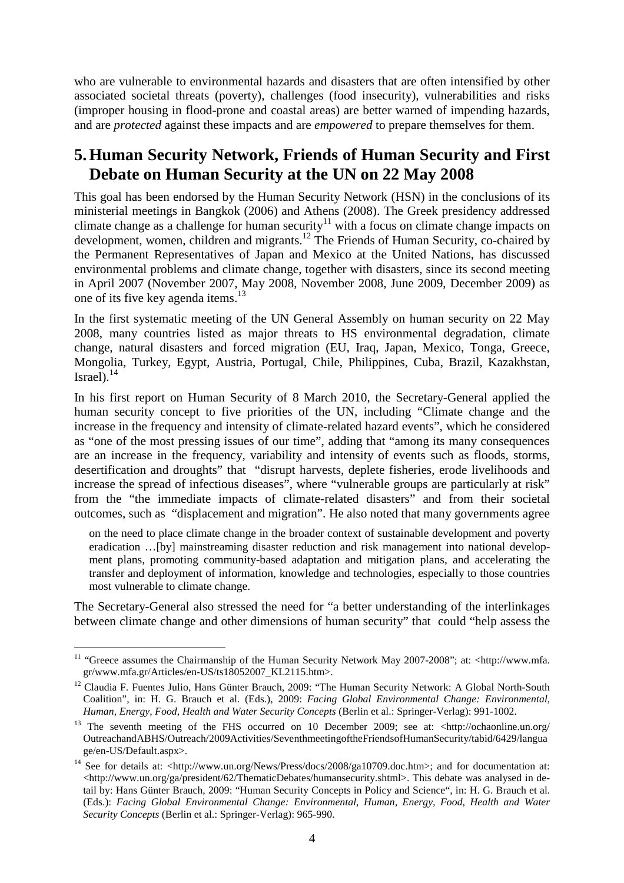who are vulnerable to environmental hazards and disasters that are often intensified by other associated societal threats (poverty), challenges (food insecurity), vulnerabilities and risks (improper housing in flood-prone and coastal areas) are better warned of impending hazards, and are *protected* against these impacts and are *empowered* to prepare themselves for them.

## 5. Human Security Network, Friends of Human Security and First Debate on Human Security at the UN on 22 May 2008

This goal has been endorsed by the Human Security Network (HSN) in the conclusions of its ministerial meetings in Bangkok (2006) and Athens (2008). The Greek presidency addressed climate change as a challenge for human security[11] with a focus on climate change impacts on development, women, children and migrants.[12] The Friends of Human Security, co-chaired by the Permanent Representatives of Japan and Mexico at the United Nations, has discussed environmental problems and climate change, together with disasters, since its second meeting in April 2007 (November 2007, May 2008, November 2008, June 2009, December 2009) as one of its five key agenda items.[13]

In the first systematic meeting of the UN General Assembly on human security on 22 May 2008, many countries listed as major threats to HS environmental degradation, climate change, natural disasters and forced migration (EU, Iraq, Japan, Mexico, Tonga, Greece, Mongolia, Turkey, Egypt, Austria, Portugal, Chile, Philippines, Cuba, Brazil, Kazakhstan, Israel).[14]

In his first report on Human Security of 8 March 2010, the Secretary-General applied the human security concept to five priorities of the UN, including "Climate change and the increase in the frequency and intensity of climate-related hazard events", which he considered as "one of the most pressing issues of our time", adding that "among its many consequences are an increase in the frequency, variability and intensity of events such as floods, storms, desertification and droughts" that "disrupt harvests, deplete fisheries, erode livelihoods and increase the spread of infectious diseases", where "vulnerable groups are particularly at risk" from the "the immediate impacts of climate-related disasters" and from their societal outcomes, such as "displacement and migration". He also noted that many governments agree

> on the need to place climate change in the broader context of sustainable development and poverty eradication …[by] mainstreaming disaster reduction and risk management into national development plans, promoting community-based adaptation and mitigation plans, and accelerating the transfer and deployment of information, knowledge and technologies, especially to those countries most vulnerable to climate change.

The Secretary-General also stressed the need for "a better understanding of the interlinkages between climate change and other dimensions of human security" that could "help assess the

---

[11] "Greece assumes the Chairmanship of the Human Security Network May 2007-2008"; at: <http://www.mfa.gr/www.mfa.gr/Articles/en-US/ts18052007_KL2115.htm>.

[12] Claudia F. Fuentes Julio, Hans Günter Brauch, 2009: "The Human Security Network: A Global North-South Coalition", in: H. G. Brauch et al. (Eds.), 2009: *Facing Global Environmental Change: Environmental, Human, Energy, Food, Health and Water Security Concepts* (Berlin et al.: Springer-Verlag): 991-1002.

[13] The seventh meeting of the FHS occurred on 10 December 2009; see at: <http://ochaonline.un.org/OutreachandABHS/Outreach/2009Activities/SeventhmeetingoftheFriendsofHumanSecurity/tabid/6429/language/en-US/Default.aspx>.

[14] See for details at: <http://www.un.org/News/Press/docs/2008/ga10709.doc.htm>; and for documentation at: <http://www.un.org/ga/president/62/ThematicDebates/humansecurity.shtml>. This debate was analysed in detail by: Hans Günter Brauch, 2009: "Human Security Concepts in Policy and Science", in: H. G. Brauch et al. (Eds.): *Facing Global Environmental Change: Environmental, Human, Energy, Food, Health and Water Security Concepts* (Berlin et al.: Springer-Verlag): 965-990.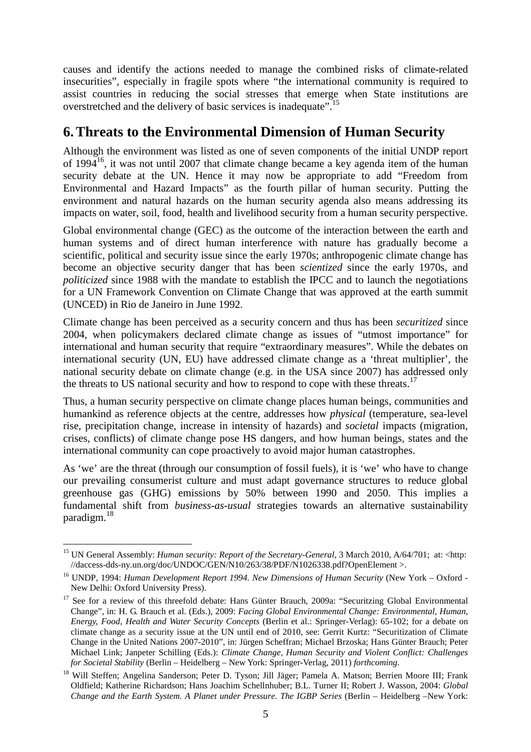causes and identify the actions needed to manage the combined risks of climate-related insecurities", especially in fragile spots where "the international community is required to assist countries in reducing the social stresses that emerge when State institutions are overstretched and the delivery of basic services is inadequate".[15]

## 6. Threats to the Environmental Dimension of Human Security

Although the environment was listed as one of seven components of the initial UNDP report of 1994[16], it was not until 2007 that climate change became a key agenda item of the human security debate at the UN. Hence it may now be appropriate to add "Freedom from Environmental and Hazard Impacts" as the fourth pillar of human security. Putting the environment and natural hazards on the human security agenda also means addressing its impacts on water, soil, food, health and livelihood security from a human security perspective.

Global environmental change (GEC) as the outcome of the interaction between the earth and human systems and of direct human interference with nature has gradually become a scientific, political and security issue since the early 1970s; anthropogenic climate change has become an objective security danger that has been *scientized* since the early 1970s, and *politicized* since 1988 with the mandate to establish the IPCC and to launch the negotiations for a UN Framework Convention on Climate Change that was approved at the earth summit (UNCED) in Rio de Janeiro in June 1992.

Climate change has been perceived as a security concern and thus has been *securitized* since 2004, when policymakers declared climate change as issues of "utmost importance" for international and human security that require "extraordinary measures". While the debates on international security (UN, EU) have addressed climate change as a 'threat multiplier', the national security debate on climate change (e.g. in the USA since 2007) has addressed only the threats to US national security and how to respond to cope with these threats.[17]

Thus, a human security perspective on climate change places human beings, communities and humankind as reference objects at the centre, addresses how *physical* (temperature, sea-level rise, precipitation change, increase in intensity of hazards) and *societal* impacts (migration, crises, conflicts) of climate change pose HS dangers, and how human beings, states and the international community can cope proactively to avoid major human catastrophes.

As 'we' are the threat (through our consumption of fossil fuels), it is 'we' who have to change our prevailing consumerist culture and must adapt governance structures to reduce global greenhouse gas (GHG) emissions by 50% between 1990 and 2050. This implies a fundamental shift from *business-as-usual* strategies towards an alternative sustainability paradigm.[18]

---

[15] UN General Assembly: *Human security: Report of the Secretary-General*, 3 March 2010, A/64/701; at: <http: //daccess-dds-ny.un.org/doc/UNDOC/GEN/N10/263/38/PDF/N1026338.pdf?OpenElement >.

[16] UNDP, 1994: *Human Development Report 1994. New Dimensions of Human Security* (New York – Oxford - New Delhi: Oxford University Press).

[17] See for a review of this threefold debate: Hans Günter Brauch, 2009a: "Securitzing Global Environmental Change", in: H. G. Brauch et al. (Eds.), 2009: *Facing Global Environmental Change: Environmental, Human, Energy, Food, Health and Water Security Concepts* (Berlin et al.: Springer-Verlag): 65-102; for a debate on climate change as a security issue at the UN until end of 2010, see: Gerrit Kurtz: "Securitization of Climate Change in the United Nations 2007-2010", in: Jürgen Scheffran; Michael Brzoska; Hans Günter Brauch; Peter Michael Link; Janpeter Schilling (Eds.): *Climate Change, Human Security and Violent Conflict: Challenges for Societal Stability* (Berlin – Heidelberg – New York: Springer-Verlag, 2011) *forthcoming*.

[18] Will Steffen; Angelina Sanderson; Peter D. Tyson; Jill Jäger; Pamela A. Matson; Berrien Moore III; Frank Oldfield; Katherine Richardson; Hans Joachim Schellnhuber; B.L. Turner II; Robert J. Wasson, 2004: *Global Change and the Earth System. A Planet under Pressure. The IGBP Series* (Berlin – Heidelberg –New York: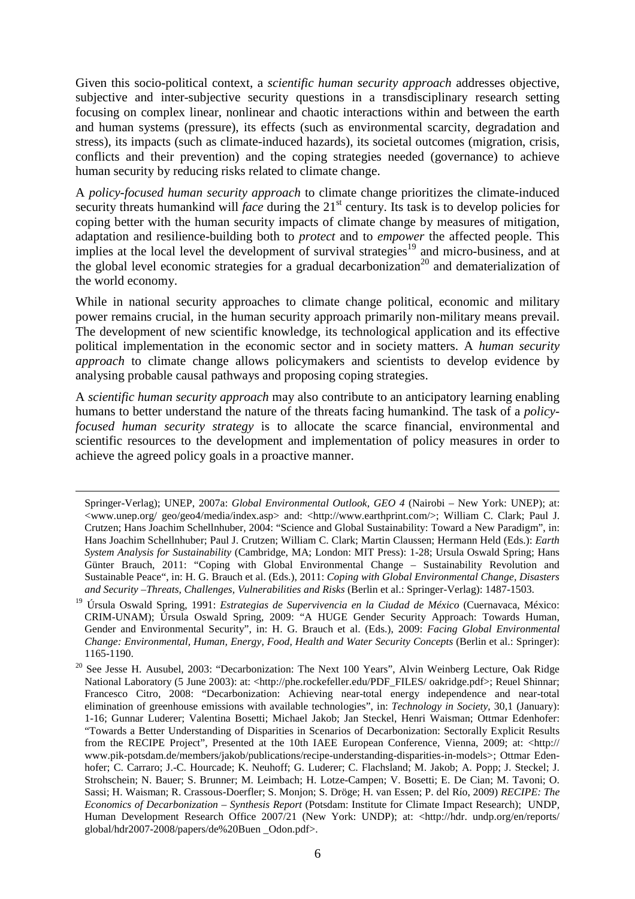Given this socio-political context, a *scientific human security approach* addresses objective, subjective and inter-subjective security questions in a transdisciplinary research setting focusing on complex linear, nonlinear and chaotic interactions within and between the earth and human systems (pressure), its effects (such as environmental scarcity, degradation and stress), its impacts (such as climate-induced hazards), its societal outcomes (migration, crisis, conflicts and their prevention) and the coping strategies needed (governance) to achieve human security by reducing risks related to climate change.

A *policy-focused human security approach* to climate change prioritizes the climate-induced security threats humankind will *face* during the 21st century. Its task is to develop policies for coping better with the human security impacts of climate change by measures of mitigation, adaptation and resilience-building both to *protect* and to *empower* the affected people. This implies at the local level the development of survival strategies[19] and micro-business, and at the global level economic strategies for a gradual decarbonization[20] and dematerialization of the world economy.

While in national security approaches to climate change political, economic and military power remains crucial, in the human security approach primarily non-military means prevail. The development of new scientific knowledge, its technological application and its effective political implementation in the economic sector and in society matters. A *human security approach* to climate change allows policymakers and scientists to develop evidence by analysing probable causal pathways and proposing coping strategies.

A *scientific human security approach* may also contribute to an anticipatory learning enabling humans to better understand the nature of the threats facing humankind. The task of a *policy-focused human security strategy* is to allocate the scarce financial, environmental and scientific resources to the development and implementation of policy measures in order to achieve the agreed policy goals in a proactive manner.

---

Springer-Verlag); UNEP, 2007a: *Global Environmental Outlook, GEO 4* (Nairobi – New York: UNEP); at: <www.unep.org/ geo/geo4/media/index.asp> and: <http://www.earthprint.com/>; William C. Clark; Paul J. Crutzen; Hans Joachim Schellnhuber, 2004: "Science and Global Sustainability: Toward a New Paradigm", in: Hans Joachim Schellnhuber; Paul J. Crutzen; William C. Clark; Martin Claussen; Hermann Held (Eds.): *Earth System Analysis for Sustainability* (Cambridge, MA; London: MIT Press): 1-28; Ursula Oswald Spring; Hans Günter Brauch, 2011: "Coping with Global Environmental Change – Sustainability Revolution and Sustainable Peace", in: H. G. Brauch et al. (Eds.), 2011: *Coping with Global Environmental Change, Disasters and Security –Threats, Challenges, Vulnerabilities and Risks* (Berlin et al.: Springer-Verlag): 1487-1503.

[19] Úrsula Oswald Spring, 1991: *Estrategias de Supervivencia en la Ciudad de México* (Cuernavaca, México: CRIM-UNAM); Úrsula Oswald Spring, 2009: "A HUGE Gender Security Approach: Towards Human, Gender and Environmental Security", in: H. G. Brauch et al. (Eds.), 2009: *Facing Global Environmental Change: Environmental, Human, Energy, Food, Health and Water Security Concepts* (Berlin et al.: Springer): 1165-1190.

[20] See Jesse H. Ausubel, 2003: "Decarbonization: The Next 100 Years", Alvin Weinberg Lecture, Oak Ridge National Laboratory (5 June 2003): at: <http://phe.rockefeller.edu/PDF_FILES/ oakridge.pdf>; Reuel Shinnar; Francesco Citro, 2008: "Decarbonization: Achieving near-total energy independence and near-total elimination of greenhouse emissions with available technologies", in: *Technology in Society*, 30,1 (January): 1-16; Gunnar Luderer; Valentina Bosetti; Michael Jakob; Jan Steckel, Henri Waisman; Ottmar Edenhofer: "Towards a Better Understanding of Disparities in Scenarios of Decarbonization: Sectorally Explicit Results from the RECIPE Project", Presented at the 10th IAEE European Conference, Vienna, 2009; at: <http:// www.pik-potsdam.de/members/jakob/publications/recipe-understanding-disparities-in-models>; Ottmar Edenhofer; C. Carraro; J.-C. Hourcade; K. Neuhoff; G. Luderer; C. Flachsland; M. Jakob; A. Popp; J. Steckel; J. Strohschein; N. Bauer; S. Brunner; M. Leimbach; H. Lotze-Campen; V. Bosetti; E. De Cian; M. Tavoni; O. Sassi; H. Waisman; R. Crassous-Doerfler; S. Monjon; S. Dröge; H. van Essen; P. del Río, 2009) *RECIPE: The Economics of Decarbonization – Synthesis Report* (Potsdam: Institute for Climate Impact Research); UNDP, Human Development Research Office 2007/21 (New York: UNDP); at: <http://hdr. undp.org/en/reports/ global/hdr2007-2008/papers/de%20Buen _Odon.pdf>.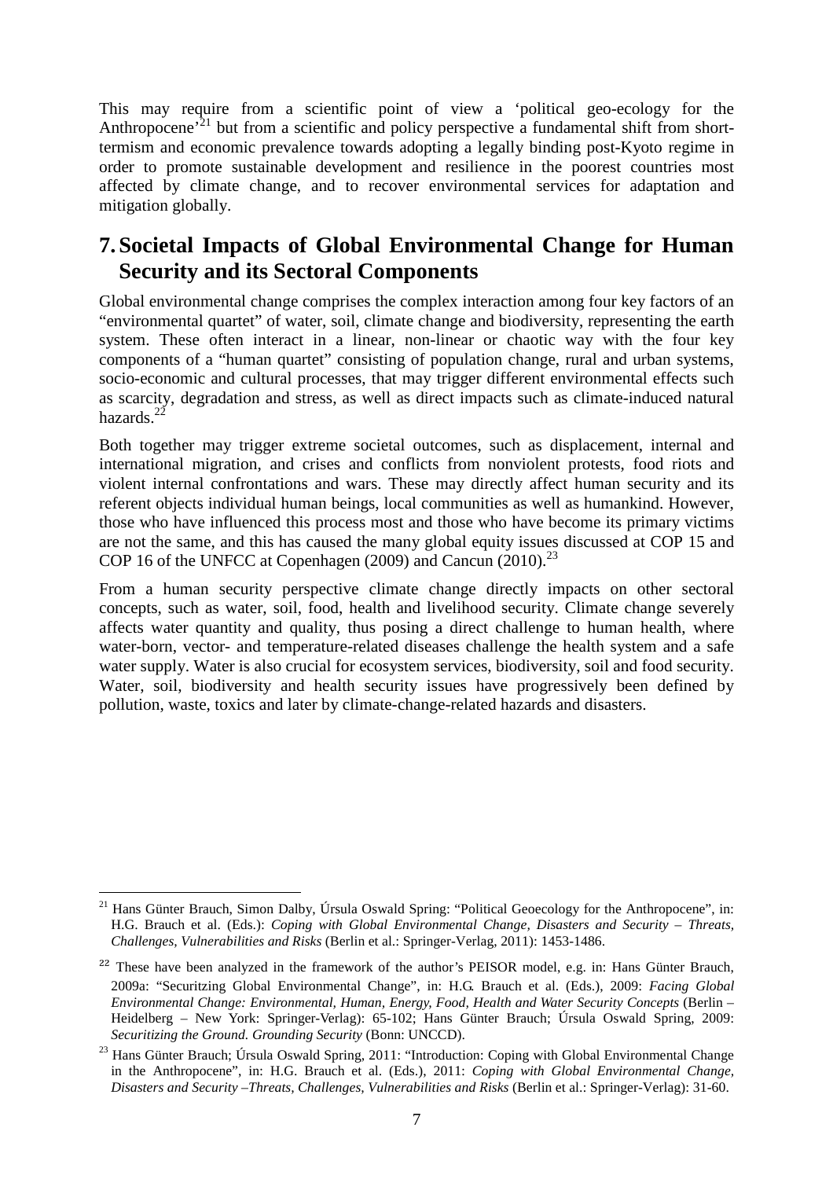This may require from a scientific point of view a 'political geo-ecology for the Anthropocene'[21] but from a scientific and policy perspective a fundamental shift from short-termism and economic prevalence towards adopting a legally binding post-Kyoto regime in order to promote sustainable development and resilience in the poorest countries most affected by climate change, and to recover environmental services for adaptation and mitigation globally.

## 7. Societal Impacts of Global Environmental Change for Human Security and its Sectoral Components

Global environmental change comprises the complex interaction among four key factors of an "environmental quartet" of water, soil, climate change and biodiversity, representing the earth system. These often interact in a linear, non-linear or chaotic way with the four key components of a "human quartet" consisting of population change, rural and urban systems, socio-economic and cultural processes, that may trigger different environmental effects such as scarcity, degradation and stress, as well as direct impacts such as climate-induced natural hazards.[22]

Both together may trigger extreme societal outcomes, such as displacement, internal and international migration, and crises and conflicts from nonviolent protests, food riots and violent internal confrontations and wars. These may directly affect human security and its referent objects individual human beings, local communities as well as humankind. However, those who have influenced this process most and those who have become its primary victims are not the same, and this has caused the many global equity issues discussed at COP 15 and COP 16 of the UNFCC at Copenhagen (2009) and Cancun (2010).[23]

From a human security perspective climate change directly impacts on other sectoral concepts, such as water, soil, food, health and livelihood security. Climate change severely affects water quantity and quality, thus posing a direct challenge to human health, where water-born, vector- and temperature-related diseases challenge the health system and a safe water supply. Water is also crucial for ecosystem services, biodiversity, soil and food security. Water, soil, biodiversity and health security issues have progressively been defined by pollution, waste, toxics and later by climate-change-related hazards and disasters.

---

[21] Hans Günter Brauch, Simon Dalby, Úrsula Oswald Spring: "Political Geoecology for the Anthropocene", in: H.G. Brauch et al. (Eds.): *Coping with Global Environmental Change, Disasters and Security – Threats, Challenges, Vulnerabilities and Risks* (Berlin et al.: Springer-Verlag, 2011): 1453-1486.

[22] These have been analyzed in the framework of the author's PEISOR model, e.g. in: Hans Günter Brauch, 2009a: "Securitzing Global Environmental Change", in: H.G. Brauch et al. (Eds.), 2009: *Facing Global Environmental Change: Environmental, Human, Energy, Food, Health and Water Security Concepts* (Berlin – Heidelberg – New York: Springer-Verlag): 65-102; Hans Günter Brauch; Úrsula Oswald Spring, 2009: *Securitizing the Ground. Grounding Security* (Bonn: UNCCD).

[23] Hans Günter Brauch; Úrsula Oswald Spring, 2011: "Introduction: Coping with Global Environmental Change in the Anthropocene", in: H.G. Brauch et al. (Eds.), 2011: *Coping with Global Environmental Change, Disasters and Security –Threats, Challenges, Vulnerabilities and Risks* (Berlin et al.: Springer-Verlag): 31-60.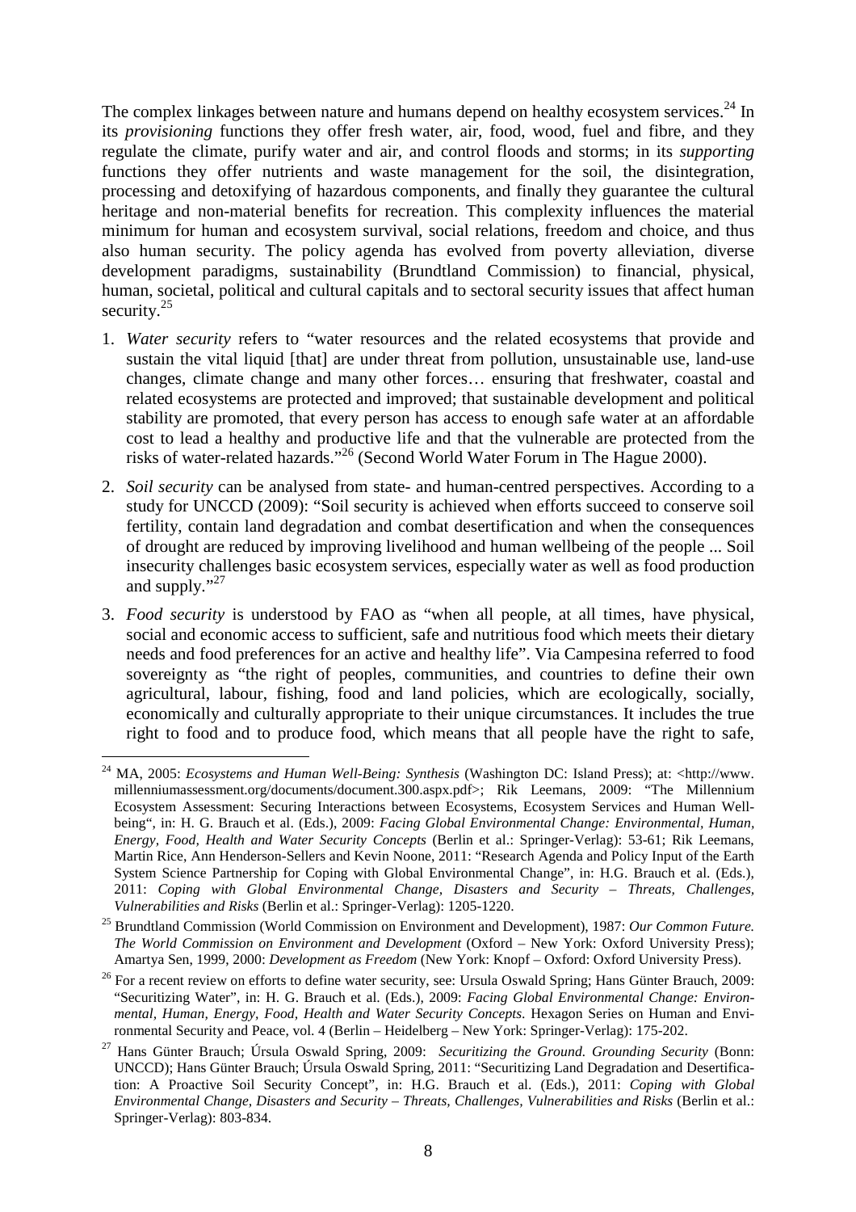The complex linkages between nature and humans depend on healthy ecosystem services.[24] In its *provisioning* functions they offer fresh water, air, food, wood, fuel and fibre, and they regulate the climate, purify water and air, and control floods and storms; in its *supporting* functions they offer nutrients and waste management for the soil, the disintegration, processing and detoxifying of hazardous components, and finally they guarantee the cultural heritage and non-material benefits for recreation. This complexity influences the material minimum for human and ecosystem survival, social relations, freedom and choice, and thus also human security. The policy agenda has evolved from poverty alleviation, diverse development paradigms, sustainability (Brundtland Commission) to financial, physical, human, societal, political and cultural capitals and to sectoral security issues that affect human security.[25]

1. *Water security* refers to "water resources and the related ecosystems that provide and sustain the vital liquid [that] are under threat from pollution, unsustainable use, land-use changes, climate change and many other forces… ensuring that freshwater, coastal and related ecosystems are protected and improved; that sustainable development and political stability are promoted, that every person has access to enough safe water at an affordable cost to lead a healthy and productive life and that the vulnerable are protected from the risks of water-related hazards."[26] (Second World Water Forum in The Hague 2000).

2. *Soil security* can be analysed from state- and human-centred perspectives. According to a study for UNCCD (2009): "Soil security is achieved when efforts succeed to conserve soil fertility, contain land degradation and combat desertification and when the consequences of drought are reduced by improving livelihood and human wellbeing of the people ... Soil insecurity challenges basic ecosystem services, especially water as well as food production and supply."[27]

3. *Food security* is understood by FAO as "when all people, at all times, have physical, social and economic access to sufficient, safe and nutritious food which meets their dietary needs and food preferences for an active and healthy life". Via Campesina referred to food sovereignty as "the right of peoples, communities, and countries to define their own agricultural, labour, fishing, food and land policies, which are ecologically, socially, economically and culturally appropriate to their unique circumstances. It includes the true right to food and to produce food, which means that all people have the right to safe,

---

[24] MA, 2005: *Ecosystems and Human Well-Being: Synthesis* (Washington DC: Island Press); at: <http://www.millenniumassessment.org/documents/document.300.aspx.pdf>; Rik Leemans, 2009: "The Millennium Ecosystem Assessment: Securing Interactions between Ecosystems, Ecosystem Services and Human Well-being", in: H. G. Brauch et al. (Eds.), 2009: *Facing Global Environmental Change: Environmental, Human, Energy, Food, Health and Water Security Concepts* (Berlin et al.: Springer-Verlag): 53-61; Rik Leemans, Martin Rice, Ann Henderson-Sellers and Kevin Noone, 2011: "Research Agenda and Policy Input of the Earth System Science Partnership for Coping with Global Environmental Change", in: H.G. Brauch et al. (Eds.), 2011: *Coping with Global Environmental Change, Disasters and Security – Threats, Challenges, Vulnerabilities and Risks* (Berlin et al.: Springer-Verlag): 1205-1220.

[25] Brundtland Commission (World Commission on Environment and Development), 1987: *Our Common Future. The World Commission on Environment and Development* (Oxford – New York: Oxford University Press); Amartya Sen, 1999, 2000: *Development as Freedom* (New York: Knopf – Oxford: Oxford University Press).

[26] For a recent review on efforts to define water security, see: Ursula Oswald Spring; Hans Günter Brauch, 2009: "Securitizing Water", in: H. G. Brauch et al. (Eds.), 2009: *Facing Global Environmental Change: Environmental, Human, Energy, Food, Health and Water Security Concepts*. Hexagon Series on Human and Environmental Security and Peace, vol. 4 (Berlin – Heidelberg – New York: Springer-Verlag): 175-202.

[27] Hans Günter Brauch; Úrsula Oswald Spring, 2009: *Securitizing the Ground. Grounding Security* (Bonn: UNCCD); Hans Günter Brauch; Úrsula Oswald Spring, 2011: "Securitizing Land Degradation and Desertification: A Proactive Soil Security Concept", in: H.G. Brauch et al. (Eds.), 2011: *Coping with Global Environmental Change, Disasters and Security – Threats, Challenges, Vulnerabilities and Risks* (Berlin et al.: Springer-Verlag): 803-834.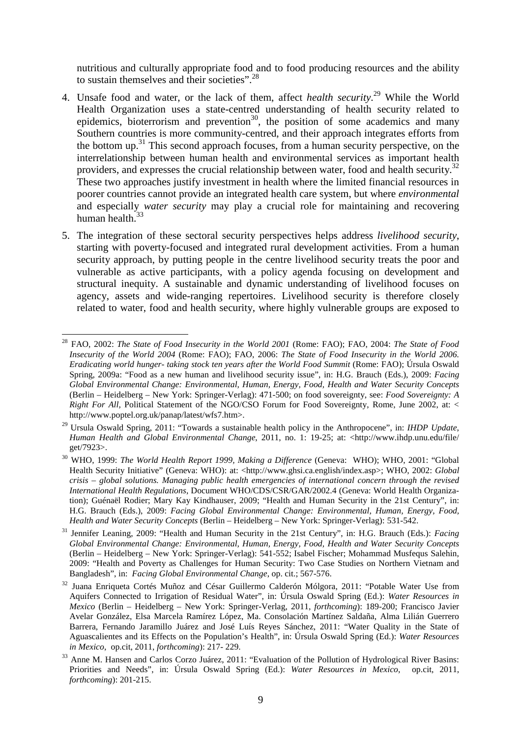nutritious and culturally appropriate food and to food producing resources and the ability to sustain themselves and their societies".[28]

4. Unsafe food and water, or the lack of them, affect *health security*.[29] While the World Health Organization uses a state-centred understanding of health security related to epidemics, bioterrorism and prevention[30], the position of some academics and many Southern countries is more community-centred, and their approach integrates efforts from the bottom up.[31] This second approach focuses, from a human security perspective, on the interrelationship between human health and environmental services as important health providers, and expresses the crucial relationship between water, food and health security.[32] These two approaches justify investment in health where the limited financial resources in poorer countries cannot provide an integrated health care system, but where *environmental* and especially *water security* may play a crucial role for maintaining and recovering human health.[33]

5. The integration of these sectoral security perspectives helps address *livelihood security*, starting with poverty-focused and integrated rural development activities. From a human security approach, by putting people in the centre livelihood security treats the poor and vulnerable as active participants, with a policy agenda focusing on development and structural inequity. A sustainable and dynamic understanding of livelihood focuses on agency, assets and wide-ranging repertoires. Livelihood security is therefore closely related to water, food and health security, where highly vulnerable groups are exposed to

---

[28] FAO, 2002: *The State of Food Insecurity in the World 2001* (Rome: FAO); FAO, 2004: *The State of Food Insecurity of the World 2004* (Rome: FAO); FAO, 2006: *The State of Food Insecurity in the World 2006. Eradicating world hunger- taking stock ten years after the World Food Summit* (Rome: FAO); Úrsula Oswald Spring, 2009a: "Food as a new human and livelihood security issue", in: H.G. Brauch (Eds.), 2009: *Facing Global Environmental Change: Environmental, Human, Energy, Food, Health and Water Security Concepts* (Berlin – Heidelberg – New York: Springer-Verlag): 471-500; on food sovereignty, see: *Food Sovereignty: A Right For All,* Political Statement of the NGO/CSO Forum for Food Sovereignty, Rome, June 2002, at: < http://www.poptel.org.uk/panap/latest/wfs7.htm>.

[29] Ursula Oswald Spring, 2011: "Towards a sustainable health policy in the Anthropocene", in: *IHDP Update, Human Health and Global Environmental Change*, 2011, no. 1: 19-25; at: <http://www.ihdp.unu.edu/file/get/7923>.

[30] WHO, 1999: *The World Health Report 1999, Making a Difference* (Geneva: WHO); WHO, 2001: "Global Health Security Initiative" (Geneva: WHO): at: <http://www.ghsi.ca.english/index.asp>; WHO, 2002: *Global crisis – global solutions. Managing public health emergencies of international concern through the revised International Health Regulations*, Document WHO/CDS/CSR/GAR/2002.4 (Geneva: World Health Organization); Guénaël Rodier; Mary Kay Kindhauser, 2009; "Health and Human Security in the 21st Century", in: H.G. Brauch (Eds.), 2009: *Facing Global Environmental Change: Environmental, Human, Energy, Food, Health and Water Security Concepts* (Berlin – Heidelberg – New York: Springer-Verlag): 531-542.

[31] Jennifer Leaning, 2009: "Health and Human Security in the 21st Century", in: H.G. Brauch (Eds.): *Facing Global Environmental Change: Environmental, Human, Energy, Food, Health and Water Security Concepts* (Berlin – Heidelberg – New York: Springer-Verlag): 541-552; Isabel Fischer; Mohammad Musfequs Salehin, 2009: "Health and Poverty as Challenges for Human Security: Two Case Studies on Northern Vietnam and Bangladesh", in: *Facing Global Environmental Change*, op. cit.; 567-576.

[32] Juana Enriqueta Cortés Muñoz and César Guillermo Calderón Mólgora, 2011: "Potable Water Use from Aquifers Connected to Irrigation of Residual Water", in: Úrsula Oswald Spring (Ed.): *Water Resources in Mexico* (Berlin – Heidelberg – New York: Springer-Verlag, 2011, *forthcoming*): 189-200; Francisco Javier Avelar González, Elsa Marcela Ramírez López, Ma. Consolación Martínez Saldaña, Alma Lilián Guerrero Barrera, Fernando Jaramillo Juárez and José Luís Reyes Sánchez, 2011: "Water Quality in the State of Aguascalientes and its Effects on the Population's Health", in: Úrsula Oswald Spring (Ed.): *Water Resources in Mexico*, op.cit, 2011, *forthcoming*): 217- 229.

[33] Anne M. Hansen and Carlos Corzo Juárez, 2011: "Evaluation of the Pollution of Hydrological River Basins: Priorities and Needs", in: Úrsula Oswald Spring (Ed.): *Water Resources in Mexico*, op.cit, 2011, *forthcoming*): 201-215.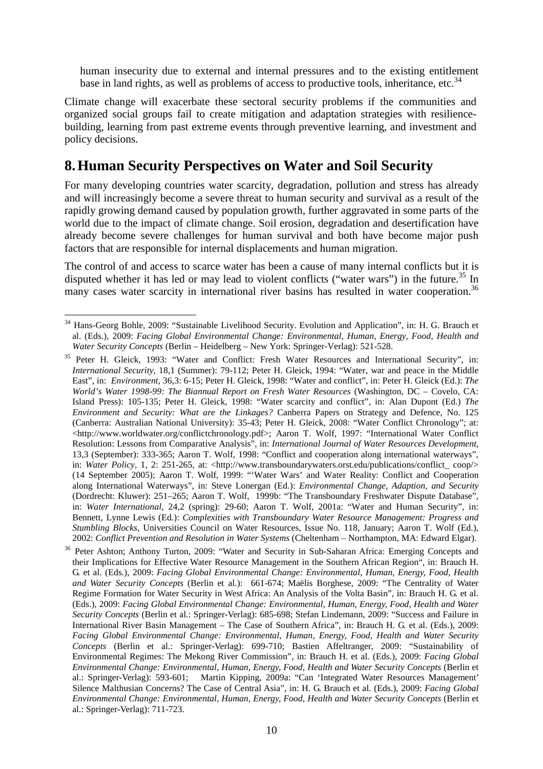human insecurity due to external and internal pressures and to the existing entitlement base in land rights, as well as problems of access to productive tools, inheritance, etc.[34]

Climate change will exacerbate these sectoral security problems if the communities and organized social groups fail to create mitigation and adaptation strategies with resilience-building, learning from past extreme events through preventive learning, and investment and policy decisions.

## 8. Human Security Perspectives on Water and Soil Security

For many developing countries water scarcity, degradation, pollution and stress has already and will increasingly become a severe threat to human security and survival as a result of the rapidly growing demand caused by population growth, further aggravated in some parts of the world due to the impact of climate change. Soil erosion, degradation and desertification have already become severe challenges for human survival and both have become major push factors that are responsible for internal displacements and human migration.

The control of and access to scarce water has been a cause of many internal conflicts but it is disputed whether it has led or may lead to violent conflicts ("water wars") in the future.[35] In many cases water scarcity in international river basins has resulted in water cooperation.[36]

---

[34] Hans-Georg Bohle, 2009: "Sustainable Livelihood Security. Evolution and Application", in: H. G. Brauch et al. (Eds.), 2009: *Facing Global Environmental Change: Environmental, Human, Energy, Food, Health and Water Security Concepts* (Berlin – Heidelberg – New York: Springer-Verlag): 521-528.

[35] Peter H. Gleick, 1993: "Water and Conflict: Fresh Water Resources and International Security", in: *International Security*, 18,1 (Summer): 79-112; Peter H. Gleick, 1994: "Water, war and peace in the Middle East", in: *Environment*, 36,3: 6-15; Peter H. Gleick, 1998: "Water and conflict", in: Peter H. Gleick (Ed.): *The World's Water 1998-99: The Biannual Report on Fresh Water Resources* (Washington, DC – Covelo, CA: Island Press): 105-135; Peter H. Gleick, 1998: "Water scarcity and conflict", in: Alan Dupont (Ed.) *The Environment and Security: What are the Linkages?* Canberra Papers on Strategy and Defence, No. 125 (Canberra: Australian National University): 35-43; Peter H. Gleick, 2008: "Water Conflict Chronology"; at: <http://www.worldwater.org/conflictchronology.pdf>; Aaron T. Wolf, 1997: "International Water Conflict Resolution: Lessons from Comparative Analysis", in: *International Journal of Water Resources Development*, 13,3 (September): 333-365; Aaron T. Wolf, 1998: "Conflict and cooperation along international waterways", in: *Water Policy*, 1, 2: 251-265, at: <http://www.transboundarywaters.orst.edu/publications/conflict_ coop/> (14 September 2005); Aaron T. Wolf, 1999: "'Water Wars' and Water Reality: Conflict and Cooperation along International Waterways", in: Steve Lonergan (Ed.): *Environmental Change, Adaption, and Security* (Dordrecht: Kluwer): 251–265; Aaron T. Wolf, 1999b: "The Transboundary Freshwater Dispute Database", in: *Water International*, 24,2 (spring): 29-60; Aaron T. Wolf, 2001a: "Water and Human Security", in: Bennett, Lynne Lewis (Ed.): *Complexities with Transboundary Water Resource Management: Progress and Stumbling Blocks*, Universities Council on Water Resources, Issue No. 118, January; Aaron T. Wolf (Ed.), 2002: *Conflict Prevention and Resolution in Water Systems* (Cheltenham – Northampton, MA: Edward Elgar).

[36] Peter Ashton; Anthony Turton, 2009: "Water and Security in Sub-Saharan Africa: Emerging Concepts and their Implications for Effective Water Resource Management in the Southern African Region", in: Brauch H. G. et al. (Eds.), 2009: *Facing Global Environmental Change: Environmental, Human, Energy, Food, Health and Water Security Concepts* (Berlin et al.): 661-674; Maëlis Borghese, 2009: "The Centrality of Water Regime Formation for Water Security in West Africa: An Analysis of the Volta Basin", in: Brauch H. G. et al. (Eds.), 2009: *Facing Global Environmental Change: Environmental, Human, Energy, Food, Health and Water Security Concepts* (Berlin et al.: Springer-Verlag): 685-698; Stefan Lindemann, 2009: "Success and Failure in International River Basin Management – The Case of Southern Africa", in: Brauch H. G. et al. (Eds.), 2009: *Facing Global Environmental Change: Environmental, Human, Energy, Food, Health and Water Security Concepts* (Berlin et al.: Springer-Verlag): 699-710; Bastien Affeltranger, 2009: "Sustainability of Environmental Regimes: The Mekong River Commission", in: Brauch H. et al. (Eds.), 2009: *Facing Global Environmental Change: Environmental, Human, Energy, Food, Health and Water Security Concepts* (Berlin et al.: Springer-Verlag): 593-601; Martin Kipping, 2009a: "Can 'Integrated Water Resources Management' Silence Malthusian Concerns? The Case of Central Asia", in: H. G. Brauch et al. (Eds.), 2009: *Facing Global Environmental Change: Environmental, Human, Energy, Food, Health and Water Security Concepts* (Berlin et al.: Springer-Verlag): 711-723.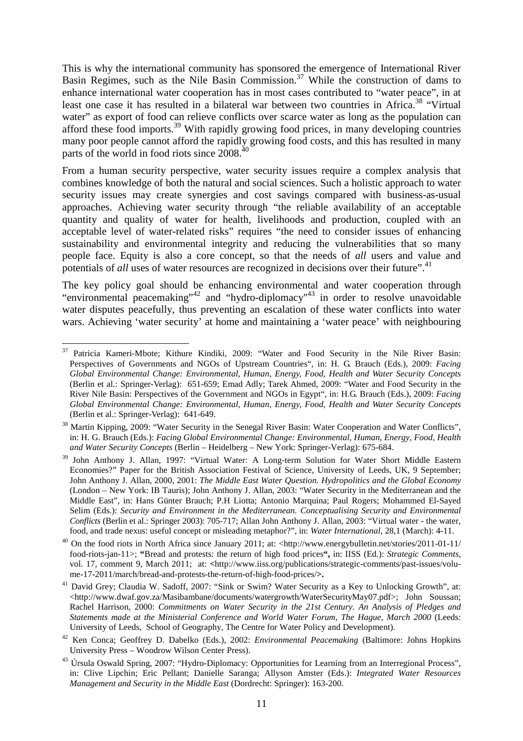This is why the international community has sponsored the emergence of International River Basin Regimes, such as the Nile Basin Commission.[37] While the construction of dams to enhance international water cooperation has in most cases contributed to "water peace", in at least one case it has resulted in a bilateral war between two countries in Africa.[38] "Virtual water" as export of food can relieve conflicts over scarce water as long as the population can afford these food imports.[39] With rapidly growing food prices, in many developing countries many poor people cannot afford the rapidly growing food costs, and this has resulted in many parts of the world in food riots since 2008.[40]

From a human security perspective, water security issues require a complex analysis that combines knowledge of both the natural and social sciences. Such a holistic approach to water security issues may create synergies and cost savings compared with business-as-usual approaches. Achieving water security through "the reliable availability of an acceptable quantity and quality of water for health, livelihoods and production, coupled with an acceptable level of water-related risks" requires "the need to consider issues of enhancing sustainability and environmental integrity and reducing the vulnerabilities that so many people face. Equity is also a core concept, so that the needs of *all* users and value and potentials of *all* uses of water resources are recognized in decisions over their future".[41]

The key policy goal should be enhancing environmental and water cooperation through "environmental peacemaking"[42] and "hydro-diplomacy"[43] in order to resolve unavoidable water disputes peacefully, thus preventing an escalation of these water conflicts into water wars. Achieving 'water security' at home and maintaining a 'water peace' with neighbouring

---

[37] Patricia Kameri-Mbote; Kithure Kindiki, 2009: "Water and Food Security in the Nile River Basin: Perspectives of Governments and NGOs of Upstream Countries", in: H. G. Brauch (Eds.), 2009: *Facing Global Environmental Change: Environmental, Human, Energy, Food, Health and Water Security Concepts* (Berlin et al.: Springer-Verlag): 651-659; Emad Adly; Tarek Ahmed, 2009: "Water and Food Security in the River Nile Basin: Perspectives of the Government and NGOs in Egypt", in: H.G. Brauch (Eds.), 2009: *Facing Global Environmental Change: Environmental, Human, Energy, Food, Health and Water Security Concepts* (Berlin et al.: Springer-Verlag): 641-649.

[38] Martin Kipping, 2009: "Water Security in the Senegal River Basin: Water Cooperation and Water Conflicts", in: H. G. Brauch (Eds.): *Facing Global Environmental Change: Environmental, Human, Energy, Food, Health and Water Security Concepts* (Berlin – Heidelberg – New York: Springer-Verlag): 675-684.

[39] John Anthony J. Allan, 1997: "Virtual Water: A Long-term Solution for Water Short Middle Eastern Economies?" Paper for the British Association Festival of Science, University of Leeds, UK, 9 September; John Anthony J. Allan, 2000, 2001: *The Middle East Water Question. Hydropolitics and the Global Economy* (London – New York: IB Tauris); John Anthony J. Allan, 2003: "Water Security in the Mediterranean and the Middle East", in: Hans Günter Brauch; P.H Liotta; Antonio Marquina; Paul Rogers; Mohammed El-Sayed Selim (Eds.): *Security and Environment in the Mediterranean. Conceptualising Security and Environmental Conflicts* (Berlin et al.: Springer 2003): 705-717; Allan John Anthony J. Allan, 2003: "Virtual water - the water, food, and trade nexus: useful concept or misleading metaphor?", in: *Water International*, 28,1 (March): 4-11.

[40] On the food riots in North Africa since January 2011; at: <http://www.energybulletin.net/stories/2011-01-11/food-riots-jan-11>; **"**Bread and protests: the return of high food prices**",** in: IISS (Ed.): *Strategic Comments*, vol. 17, comment 9, March 2011; at: **<**http://www.iiss.org/publications/strategic-comments/past-issues/volume-17-2011/march/bread-and-protests-the-return-of-high-food-prices/**>.**

[41] David Grey; Claudia W. Sadoff, 2007: "Sink or Swim? Water Security as a Key to Unlocking Growth", at: <http://www.dwaf.gov.za/Masibambane/documents/watergrowth/WaterSecurityMay07.pdf>; John Soussan; Rachel Harrison, 2000: *Commitments on Water Security in the 21st Century. An Analysis of Pledges and Statements made at the Ministerial Conference and World Water Forum, The Hague, March 2000* (Leeds: University of Leeds, School of Geography, The Centre for Water Policy and Development).

[42] Ken Conca; Geoffrey D. Dabelko (Eds.), 2002: *Environmental Peacemaking* (Baltimore: Johns Hopkins University Press – Woodrow Wilson Center Press).

[43] Úrsula Oswald Spring, 2007: "Hydro-Diplomacy: Opportunities for Learning from an Interregional Process", in: Clive Lipchin; Eric Pellant; Danielle Saranga; Allyson Amster (Eds.): *Integrated Water Resources Management and Security in the Middle East* (Dordrecht: Springer): 163-200.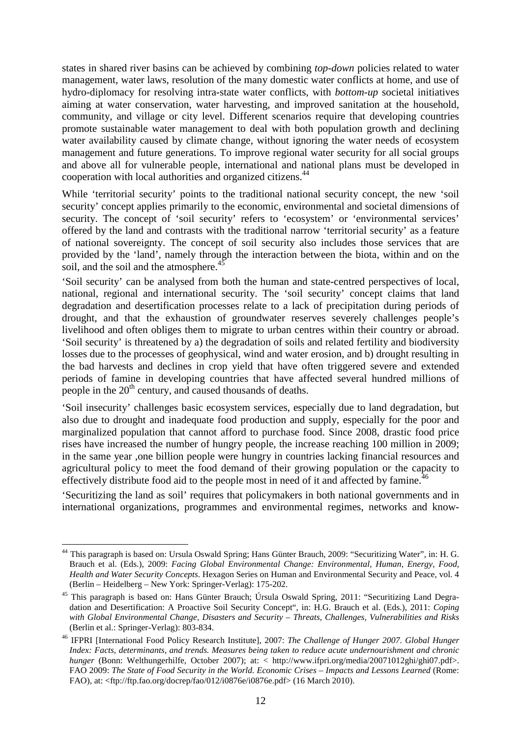states in shared river basins can be achieved by combining *top-down* policies related to water management, water laws, resolution of the many domestic water conflicts at home, and use of hydro-diplomacy for resolving intra-state water conflicts, with *bottom-up* societal initiatives aiming at water conservation, water harvesting, and improved sanitation at the household, community, and village or city level. Different scenarios require that developing countries promote sustainable water management to deal with both population growth and declining water availability caused by climate change, without ignoring the water needs of ecosystem management and future generations. To improve regional water security for all social groups and above all for vulnerable people, international and national plans must be developed in cooperation with local authorities and organized citizens.[44]

While 'territorial security' points to the traditional national security concept, the new 'soil security' concept applies primarily to the economic, environmental and societal dimensions of security. The concept of 'soil security' refers to 'ecosystem' or 'environmental services' offered by the land and contrasts with the traditional narrow 'territorial security' as a feature of national sovereignty. The concept of soil security also includes those services that are provided by the 'land', namely through the interaction between the biota, within and on the soil, and the soil and the atmosphere.[45]

'Soil security' can be analysed from both the human and state-centred perspectives of local, national, regional and international security. The 'soil security' concept claims that land degradation and desertification processes relate to a lack of precipitation during periods of drought, and that the exhaustion of groundwater reserves severely challenges people's livelihood and often obliges them to migrate to urban centres within their country or abroad. 'Soil security' is threatened by a) the degradation of soils and related fertility and biodiversity losses due to the processes of geophysical, wind and water erosion, and b) drought resulting in the bad harvests and declines in crop yield that have often triggered severe and extended periods of famine in developing countries that have affected several hundred millions of people in the 20th century, and caused thousands of deaths.

'Soil insecurity' challenges basic ecosystem services, especially due to land degradation, but also due to drought and inadequate food production and supply, especially for the poor and marginalized population that cannot afford to purchase food. Since 2008, drastic food price rises have increased the number of hungry people, the increase reaching 100 million in 2009; in the same year ,one billion people were hungry in countries lacking financial resources and agricultural policy to meet the food demand of their growing population or the capacity to effectively distribute food aid to the people most in need of it and affected by famine.[46]

'Securitizing the land as soil' requires that policymakers in both national governments and in international organizations, programmes and environmental regimes, networks and know-

---

[44] This paragraph is based on: Ursula Oswald Spring; Hans Günter Brauch, 2009: "Securitizing Water", in: H. G. Brauch et al. (Eds.), 2009: *Facing Global Environmental Change: Environmental, Human, Energy, Food, Health and Water Security Concepts*. Hexagon Series on Human and Environmental Security and Peace, vol. 4 (Berlin – Heidelberg – New York: Springer-Verlag): 175-202.

[45] This paragraph is based on: Hans Günter Brauch; Úrsula Oswald Spring, 2011: "Securitizing Land Degradation and Desertification: A Proactive Soil Security Concept", in: H.G. Brauch et al. (Eds.), 2011: *Coping with Global Environmental Change, Disasters and Security – Threats, Challenges, Vulnerabilities and Risks* (Berlin et al.: Springer-Verlag): 803-834.

[46] IFPRI [International Food Policy Research Institute], 2007: *The Challenge of Hunger 2007. Global Hunger Index: Facts, determinants, and trends. Measures being taken to reduce acute undernourishment and chronic hunger* (Bonn: Welthungerhilfe, October 2007); at: < http://www.ifpri.org/media/20071012ghi/ghi07.pdf>. FAO 2009: *The State of Food Security in the World. Economic Crises – Impacts and Lessons Learned* (Rome: FAO), at: <ftp://ftp.fao.org/docrep/fao/012/i0876e/i0876e.pdf> (16 March 2010).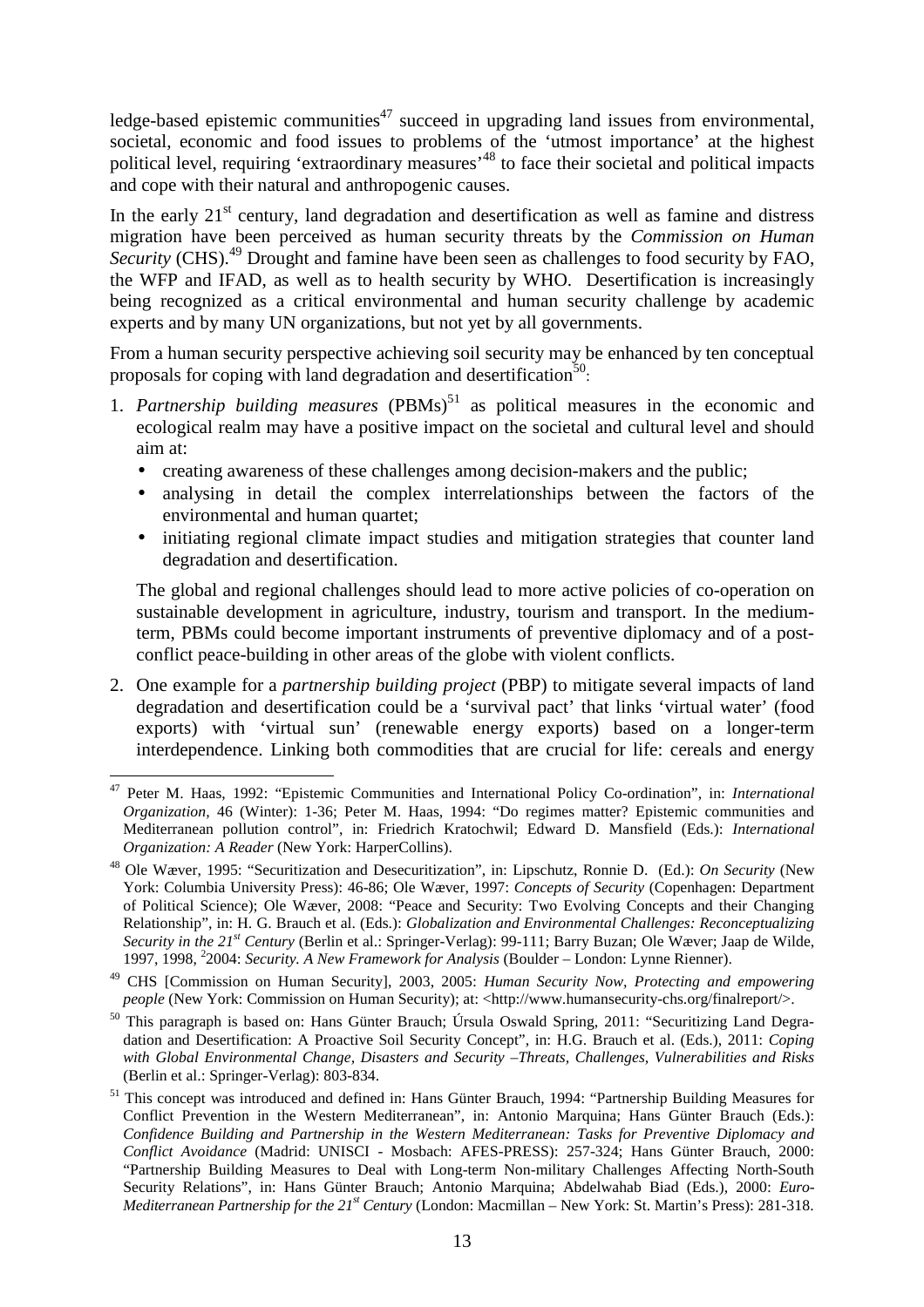ledge-based epistemic communities[47] succeed in upgrading land issues from environmental, societal, economic and food issues to problems of the 'utmost importance' at the highest political level, requiring 'extraordinary measures'[48] to face their societal and political impacts and cope with their natural and anthropogenic causes.

In the early 21st century, land degradation and desertification as well as famine and distress migration have been perceived as human security threats by the *Commission on Human Security* (CHS).[49] Drought and famine have been seen as challenges to food security by FAO, the WFP and IFAD, as well as to health security by WHO. Desertification is increasingly being recognized as a critical environmental and human security challenge by academic experts and by many UN organizations, but not yet by all governments.

From a human security perspective achieving soil security may be enhanced by ten conceptual proposals for coping with land degradation and desertification[50]:

1. *Partnership building measures* (PBMs)[51] as political measures in the economic and ecological realm may have a positive impact on the societal and cultural level and should aim at:
   - creating awareness of these challenges among decision-makers and the public;
   - analysing in detail the complex interrelationships between the factors of the environmental and human quartet;
   - initiating regional climate impact studies and mitigation strategies that counter land degradation and desertification.

   The global and regional challenges should lead to more active policies of co-operation on sustainable development in agriculture, industry, tourism and transport. In the medium-term, PBMs could become important instruments of preventive diplomacy and of a post-conflict peace-building in other areas of the globe with violent conflicts.

2. One example for a *partnership building project* (PBP) to mitigate several impacts of land degradation and desertification could be a 'survival pact' that links 'virtual water' (food exports) with 'virtual sun' (renewable energy exports) based on a longer-term interdependence. Linking both commodities that are crucial for life: cereals and energy

---

[47] Peter M. Haas, 1992: "Epistemic Communities and International Policy Co-ordination", in: *International Organization*, 46 (Winter): 1-36; Peter M. Haas, 1994: "Do regimes matter? Epistemic communities and Mediterranean pollution control", in: Friedrich Kratochwil; Edward D. Mansfield (Eds.): *International Organization: A Reader* (New York: HarperCollins).

[48] Ole Wæver, 1995: "Securitization and Desecuritization", in: Lipschutz, Ronnie D. (Ed.): *On Security* (New York: Columbia University Press): 46-86; Ole Wæver, 1997: *Concepts of Security* (Copenhagen: Department of Political Science); Ole Wæver, 2008: "Peace and Security: Two Evolving Concepts and their Changing Relationship", in: H. G. Brauch et al. (Eds.): *Globalization and Environmental Challenges: Reconceptualizing Security in the 21st Century* (Berlin et al.: Springer-Verlag): 99-111; Barry Buzan; Ole Wæver; Jaap de Wilde, 1997, 1998, 22004: *Security. A New Framework for Analysis* (Boulder – London: Lynne Rienner).

[49] CHS [Commission on Human Security], 2003, 2005: *Human Security Now, Protecting and empowering people* (New York: Commission on Human Security); at: <http://www.humansecurity-chs.org/finalreport/>.

[50] This paragraph is based on: Hans Günter Brauch; Úrsula Oswald Spring, 2011: "Securitizing Land Degradation and Desertification: A Proactive Soil Security Concept", in: H.G. Brauch et al. (Eds.), 2011: *Coping with Global Environmental Change, Disasters and Security –Threats, Challenges, Vulnerabilities and Risks* (Berlin et al.: Springer-Verlag): 803-834.

[51] This concept was introduced and defined in: Hans Günter Brauch, 1994: "Partnership Building Measures for Conflict Prevention in the Western Mediterranean", in: Antonio Marquina; Hans Günter Brauch (Eds.): *Confidence Building and Partnership in the Western Mediterranean: Tasks for Preventive Diplomacy and Conflict Avoidance* (Madrid: UNISCI - Mosbach: AFES-PRESS): 257-324; Hans Günter Brauch, 2000: "Partnership Building Measures to Deal with Long-term Non-military Challenges Affecting North-South Security Relations", in: Hans Günter Brauch; Antonio Marquina; Abdelwahab Biad (Eds.), 2000: *Euro-Mediterranean Partnership for the 21st Century* (London: Macmillan – New York: St. Martin's Press): 281-318.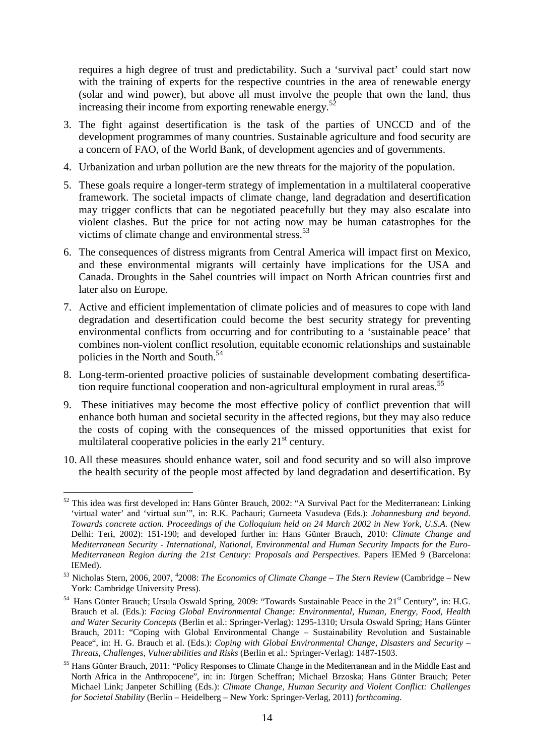requires a high degree of trust and predictability. Such a 'survival pact' could start now with the training of experts for the respective countries in the area of renewable energy (solar and wind power), but above all must involve the people that own the land, thus increasing their income from exporting renewable energy.[52]

3. The fight against desertification is the task of the parties of UNCCD and of the development programmes of many countries. Sustainable agriculture and food security are a concern of FAO, of the World Bank, of development agencies and of governments.
4. Urbanization and urban pollution are the new threats for the majority of the population.
5. These goals require a longer-term strategy of implementation in a multilateral cooperative framework. The societal impacts of climate change, land degradation and desertification may trigger conflicts that can be negotiated peacefully but they may also escalate into violent clashes. But the price for not acting now may be human catastrophes for the victims of climate change and environmental stress.[53]
6. The consequences of distress migrants from Central America will impact first on Mexico, and these environmental migrants will certainly have implications for the USA and Canada. Droughts in the Sahel countries will impact on North African countries first and later also on Europe.
7. Active and efficient implementation of climate policies and of measures to cope with land degradation and desertification could become the best security strategy for preventing environmental conflicts from occurring and for contributing to a 'sustainable peace' that combines non-violent conflict resolution, equitable economic relationships and sustainable policies in the North and South.[54]
8. Long-term-oriented proactive policies of sustainable development combating desertification require functional cooperation and non-agricultural employment in rural areas.[55]
9. These initiatives may become the most effective policy of conflict prevention that will enhance both human and societal security in the affected regions, but they may also reduce the costs of coping with the consequences of the missed opportunities that exist for multilateral cooperative policies in the early 21st century.
10. All these measures should enhance water, soil and food security and so will also improve the health security of the people most affected by land degradation and desertification. By

---

[52] This idea was first developed in: Hans Günter Brauch, 2002: "A Survival Pact for the Mediterranean: Linking 'virtual water' and 'virtual sun'", in: R.K. Pachauri; Gurneeta Vasudeva (Eds.): *Johannesburg and beyond. Towards concrete action. Proceedings of the Colloquium held on 24 March 2002 in New York, U.S.A.* (New Delhi: Teri, 2002): 151-190; and developed further in: Hans Günter Brauch, 2010: *Climate Change and Mediterranean Security - International, National, Environmental and Human Security Impacts for the Euro-Mediterranean Region during the 21st Century: Proposals and Perspectives.* Papers IEMed 9 (Barcelona: IEMed).

[53] Nicholas Stern, 2006, 2007, [4]2008: *The Economics of Climate Change – The Stern Review* (Cambridge – New York: Cambridge University Press).

[54] Hans Günter Brauch; Ursula Oswald Spring, 2009: "Towards Sustainable Peace in the 21st Century", in: H.G. Brauch et al. (Eds.): *Facing Global Environmental Change: Environmental, Human, Energy, Food, Health and Water Security Concepts* (Berlin et al.: Springer-Verlag): 1295-1310; Ursula Oswald Spring; Hans Günter Brauch, 2011: "Coping with Global Environmental Change – Sustainability Revolution and Sustainable Peace", in: H. G. Brauch et al. (Eds.): *Coping with Global Environmental Change, Disasters and Security – Threats, Challenges, Vulnerabilities and Risks* (Berlin et al.: Springer-Verlag): 1487-1503.

[55] Hans Günter Brauch, 2011: "Policy Responses to Climate Change in the Mediterranean and in the Middle East and North Africa in the Anthropocene", in: in: Jürgen Scheffran; Michael Brzoska; Hans Günter Brauch; Peter Michael Link; Janpeter Schilling (Eds.): *Climate Change, Human Security and Violent Conflict: Challenges for Societal Stability* (Berlin – Heidelberg – New York: Springer-Verlag, 2011) *forthcoming.*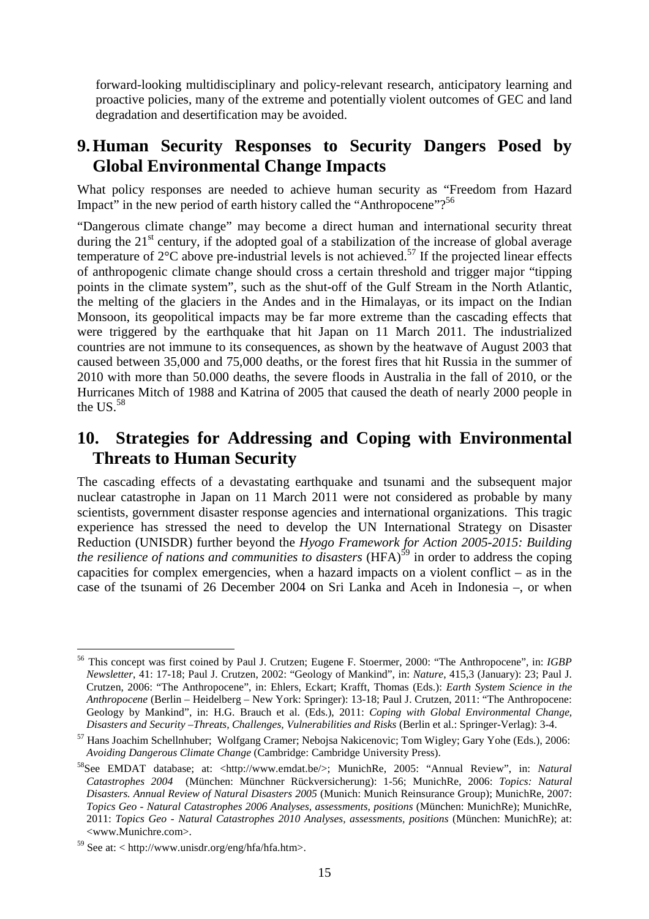forward-looking multidisciplinary and policy-relevant research, anticipatory learning and proactive policies, many of the extreme and potentially violent outcomes of GEC and land degradation and desertification may be avoided.

# 9. Human Security Responses to Security Dangers Posed by Global Environmental Change Impacts

What policy responses are needed to achieve human security as "Freedom from Hazard Impact" in the new period of earth history called the "Anthropocene"?[56]

"Dangerous climate change" may become a direct human and international security threat during the 21st century, if the adopted goal of a stabilization of the increase of global average temperature of 2°C above pre-industrial levels is not achieved.[57] If the projected linear effects of anthropogenic climate change should cross a certain threshold and trigger major "tipping points in the climate system", such as the shut-off of the Gulf Stream in the North Atlantic, the melting of the glaciers in the Andes and in the Himalayas, or its impact on the Indian Monsoon, its geopolitical impacts may be far more extreme than the cascading effects that were triggered by the earthquake that hit Japan on 11 March 2011. The industrialized countries are not immune to its consequences, as shown by the heatwave of August 2003 that caused between 35,000 and 75,000 deaths, or the forest fires that hit Russia in the summer of 2010 with more than 50.000 deaths, the severe floods in Australia in the fall of 2010, or the Hurricanes Mitch of 1988 and Katrina of 2005 that caused the death of nearly 2000 people in the US.[58]

# 10. Strategies for Addressing and Coping with Environmental Threats to Human Security

The cascading effects of a devastating earthquake and tsunami and the subsequent major nuclear catastrophe in Japan on 11 March 2011 were not considered as probable by many scientists, government disaster response agencies and international organizations. This tragic experience has stressed the need to develop the UN International Strategy on Disaster Reduction (UNISDR) further beyond the *Hyogo Framework for Action 2005-2015: Building the resilience of nations and communities to disasters* (HFA)[59] in order to address the coping capacities for complex emergencies, when a hazard impacts on a violent conflict – as in the case of the tsunami of 26 December 2004 on Sri Lanka and Aceh in Indonesia –, or when

---

[56] This concept was first coined by Paul J. Crutzen; Eugene F. Stoermer, 2000: "The Anthropocene", in: *IGBP Newsletter*, 41: 17-18; Paul J. Crutzen, 2002: "Geology of Mankind", in: *Nature*, 415,3 (January): 23; Paul J. Crutzen, 2006: "The Anthropocene", in: Ehlers, Eckart; Krafft, Thomas (Eds.): *Earth System Science in the Anthropocene* (Berlin – Heidelberg – New York: Springer): 13-18; Paul J. Crutzen, 2011: "The Anthropocene: Geology by Mankind", in: H.G. Brauch et al. (Eds.), 2011: *Coping with Global Environmental Change, Disasters and Security –Threats, Challenges, Vulnerabilities and Risks* (Berlin et al.: Springer-Verlag): 3-4.

[57] Hans Joachim Schellnhuber; Wolfgang Cramer; Nebojsa Nakicenovic; Tom Wigley; Gary Yohe (Eds.), 2006: *Avoiding Dangerous Climate Change* (Cambridge: Cambridge University Press).

[58] See EMDAT database; at: <http://www.emdat.be/>; MunichRe, 2005: "Annual Review", in: *Natural Catastrophes 2004* (München: Münchner Rückversicherung): 1-56; MunichRe, 2006: *Topics: Natural Disasters. Annual Review of Natural Disasters 2005* (Munich: Munich Reinsurance Group); MunichRe, 2007: *Topics Geo - Natural Catastrophes 2006 Analyses, assessments, positions* (München: MunichRe); MunichRe, 2011: *Topics Geo - Natural Catastrophes 2010 Analyses, assessments, positions* (München: MunichRe); at: <www.Munichre.com>.

[59] See at: < http://www.unisdr.org/eng/hfa/hfa.htm>.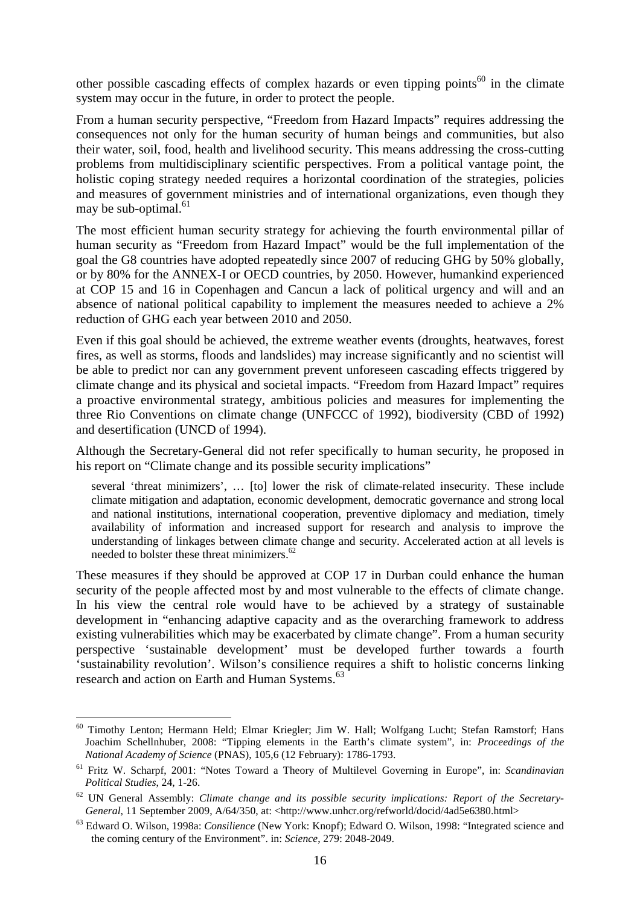other possible cascading effects of complex hazards or even tipping points[60] in the climate system may occur in the future, in order to protect the people.

From a human security perspective, "Freedom from Hazard Impacts" requires addressing the consequences not only for the human security of human beings and communities, but also their water, soil, food, health and livelihood security. This means addressing the cross-cutting problems from multidisciplinary scientific perspectives. From a political vantage point, the holistic coping strategy needed requires a horizontal coordination of the strategies, policies and measures of government ministries and of international organizations, even though they may be sub-optimal.[61]

The most efficient human security strategy for achieving the fourth environmental pillar of human security as "Freedom from Hazard Impact" would be the full implementation of the goal the G8 countries have adopted repeatedly since 2007 of reducing GHG by 50% globally, or by 80% for the ANNEX-I or OECD countries, by 2050. However, humankind experienced at COP 15 and 16 in Copenhagen and Cancun a lack of political urgency and will and an absence of national political capability to implement the measures needed to achieve a 2% reduction of GHG each year between 2010 and 2050.

Even if this goal should be achieved, the extreme weather events (droughts, heatwaves, forest fires, as well as storms, floods and landslides) may increase significantly and no scientist will be able to predict nor can any government prevent unforeseen cascading effects triggered by climate change and its physical and societal impacts. "Freedom from Hazard Impact" requires a proactive environmental strategy, ambitious policies and measures for implementing the three Rio Conventions on climate change (UNFCCC of 1992), biodiversity (CBD of 1992) and desertification (UNCD of 1994).

Although the Secretary-General did not refer specifically to human security, he proposed in his report on "Climate change and its possible security implications"

> several 'threat minimizers', … [to] lower the risk of climate-related insecurity. These include climate mitigation and adaptation, economic development, democratic governance and strong local and national institutions, international cooperation, preventive diplomacy and mediation, timely availability of information and increased support for research and analysis to improve the understanding of linkages between climate change and security. Accelerated action at all levels is needed to bolster these threat minimizers.[62]

These measures if they should be approved at COP 17 in Durban could enhance the human security of the people affected most by and most vulnerable to the effects of climate change. In his view the central role would have to be achieved by a strategy of sustainable development in "enhancing adaptive capacity and as the overarching framework to address existing vulnerabilities which may be exacerbated by climate change". From a human security perspective 'sustainable development' must be developed further towards a fourth 'sustainability revolution'. Wilson's consilience requires a shift to holistic concerns linking research and action on Earth and Human Systems.[63]

---

[60] Timothy Lenton; Hermann Held; Elmar Kriegler; Jim W. Hall; Wolfgang Lucht; Stefan Ramstorf; Hans Joachim Schellnhuber, 2008: "Tipping elements in the Earth's climate system", in: *Proceedings of the National Academy of Science* (PNAS), 105,6 (12 February): 1786-1793.

[61] Fritz W. Scharpf, 2001: "Notes Toward a Theory of Multilevel Governing in Europe", in: *Scandinavian Political Studies*, 24, 1-26.

[62] UN General Assembly: *Climate change and its possible security implications: Report of the Secretary-General*, 11 September 2009, A/64/350, at: <http://www.unhcr.org/refworld/docid/4ad5e6380.html>

[63] Edward O. Wilson, 1998a: *Consilience* (New York: Knopf); Edward O. Wilson, 1998: "Integrated science and the coming century of the Environment". in: *Science*, 279: 2048-2049.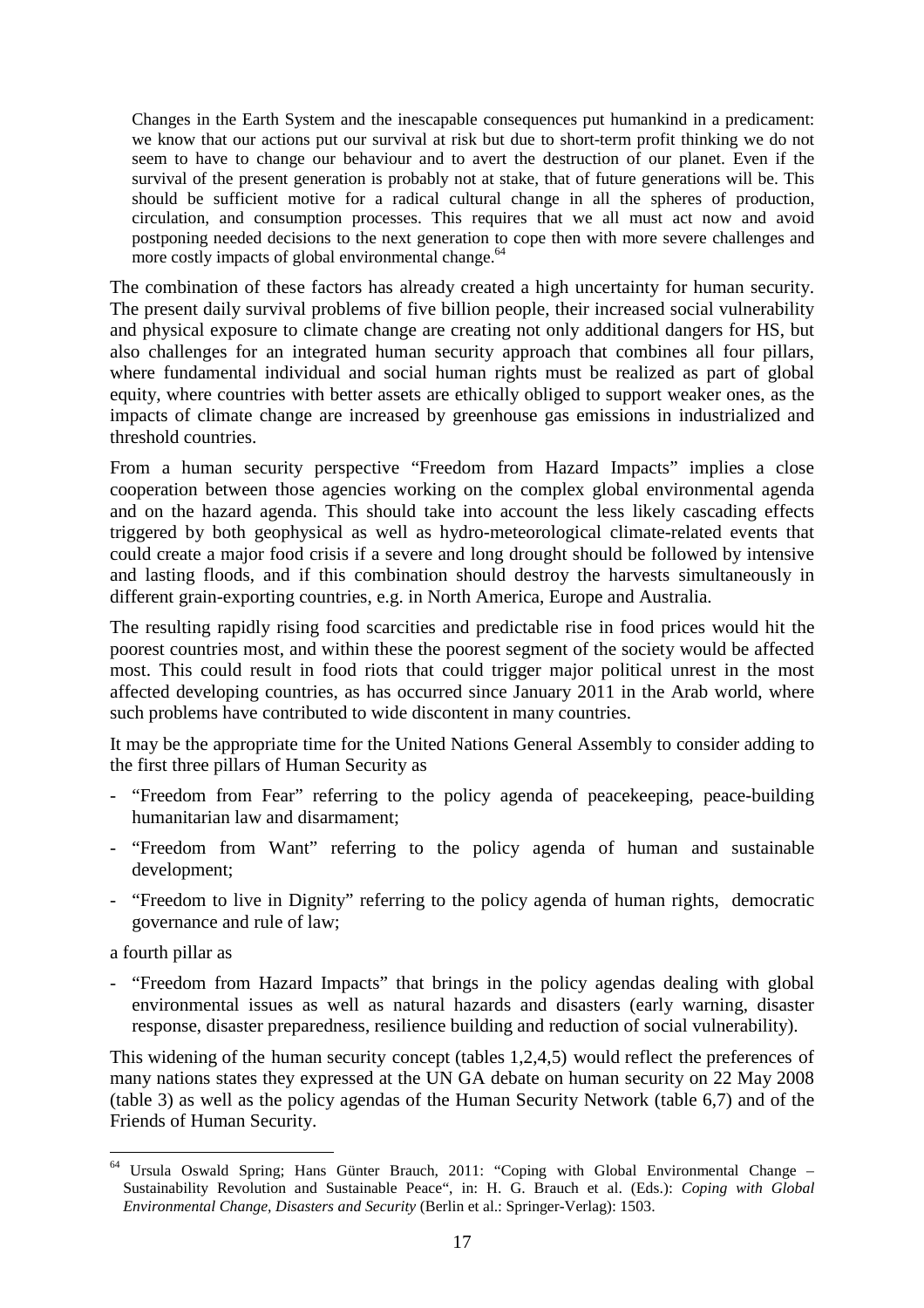> Changes in the Earth System and the inescapable consequences put humankind in a predicament: we know that our actions put our survival at risk but due to short-term profit thinking we do not seem to have to change our behaviour and to avert the destruction of our planet. Even if the survival of the present generation is probably not at stake, that of future generations will be. This should be sufficient motive for a radical cultural change in all the spheres of production, circulation, and consumption processes. This requires that we all must act now and avoid postponing needed decisions to the next generation to cope then with more severe challenges and more costly impacts of global environmental change.[64]

The combination of these factors has already created a high uncertainty for human security. The present daily survival problems of five billion people, their increased social vulnerability and physical exposure to climate change are creating not only additional dangers for HS, but also challenges for an integrated human security approach that combines all four pillars, where fundamental individual and social human rights must be realized as part of global equity, where countries with better assets are ethically obliged to support weaker ones, as the impacts of climate change are increased by greenhouse gas emissions in industrialized and threshold countries.

From a human security perspective "Freedom from Hazard Impacts" implies a close cooperation between those agencies working on the complex global environmental agenda and on the hazard agenda. This should take into account the less likely cascading effects triggered by both geophysical as well as hydro-meteorological climate-related events that could create a major food crisis if a severe and long drought should be followed by intensive and lasting floods, and if this combination should destroy the harvests simultaneously in different grain-exporting countries, e.g. in North America, Europe and Australia.

The resulting rapidly rising food scarcities and predictable rise in food prices would hit the poorest countries most, and within these the poorest segment of the society would be affected most. This could result in food riots that could trigger major political unrest in the most affected developing countries, as has occurred since January 2011 in the Arab world, where such problems have contributed to wide discontent in many countries.

It may be the appropriate time for the United Nations General Assembly to consider adding to the first three pillars of Human Security as

- "Freedom from Fear" referring to the policy agenda of peacekeeping, peace-building humanitarian law and disarmament;
- "Freedom from Want" referring to the policy agenda of human and sustainable development;
- "Freedom to live in Dignity" referring to the policy agenda of human rights, democratic governance and rule of law;

a fourth pillar as

- "Freedom from Hazard Impacts" that brings in the policy agendas dealing with global environmental issues as well as natural hazards and disasters (early warning, disaster response, disaster preparedness, resilience building and reduction of social vulnerability).

This widening of the human security concept (tables 1,2,4,5) would reflect the preferences of many nations states they expressed at the UN GA debate on human security on 22 May 2008 (table 3) as well as the policy agendas of the Human Security Network (table 6,7) and of the Friends of Human Security.

---

[64] Ursula Oswald Spring; Hans Günter Brauch, 2011: "Coping with Global Environmental Change – Sustainability Revolution and Sustainable Peace", in: H. G. Brauch et al. (Eds.): *Coping with Global Environmental Change, Disasters and Security* (Berlin et al.: Springer-Verlag): 1503.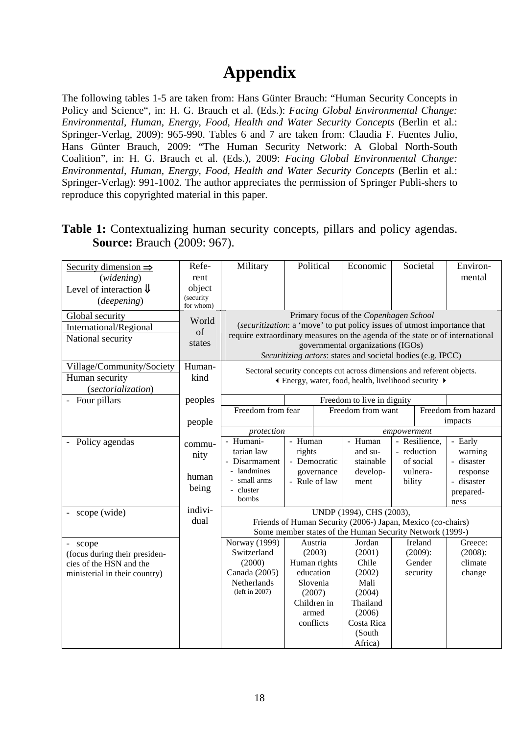# Appendix

The following tables 1-5 are taken from: Hans Günter Brauch: "Human Security Concepts in Policy and Science", in: H. G. Brauch et al. (Eds.): *Facing Global Environmental Change: Environmental, Human, Energy, Food, Health and Water Security Concepts* (Berlin et al.: Springer-Verlag, 2009): 965-990. Tables 6 and 7 are taken from: Claudia F. Fuentes Julio, Hans Günter Brauch, 2009: "The Human Security Network: A Global North-South Coalition", in: H. G. Brauch et al. (Eds.), 2009: *Facing Global Environmental Change: Environmental, Human, Energy, Food, Health and Water Security Concepts* (Berlin et al.: Springer-Verlag): 991-1002. The author appreciates the permission of Springer Publi-shers to reproduce this copyrighted material in this paper.

**Table 1:** Contextualizing human security concepts, pillars and policy agendas. **Source:** Brauch (2009: 967).

| Security dimension ⇒ (*widening*) Level of interaction ⇓ (*deepening*) | Referent object (security for whom) | Military | Political | Economic | Societal | Environmental |
|---|---|---|---|---|---|---|
| Global security; International/Regional; National security | World of states | Primary focus of the *Copenhagen School* (*securitization*: a 'move' to put policy issues of utmost importance that require extraordinary measures on the agenda of the state or of international governmental organizations (IGOs) *Securitizing actors*: states and societal bodies (e.g. IPCC) | | | | |
| Village/Community/Society; Human security (*sectorialization*) | Humankind | Sectoral security concepts cut across dimensions and referent objects. ◂ Energy, water, food, health, livelihood security ▸ | | | | |
| - Four pillars | peoples; people | | Freedom to live in dignity | | | |
| | | Freedom from fear | Freedom from want | | Freedom from hazard impacts | |
| | | *protection* | *empowerment* | | | |
| - Policy agendas | community; human being | - Humanitarian law - Disarmament - landmines - small arms - cluster bombs | - Human rights - Democratic governance - Rule of law | - Human and sustainable development | - Resilience, - reduction of social vulnerability | - Early warning - disaster response - disaster preparedness |
| - scope (wide) | individual | UNDP (1994), CHS (2003), Friends of Human Security (2006-) Japan, Mexico (co-chairs) Some member states of the Human Security Network (1999-) | | | | |
| - scope (focus during their presidencies of the HSN and the ministerial in their country) | | Norway (1999) Switzerland (2000) Canada (2005) Netherlands (left in 2007) | Austria (2003) Human rights education Slovenia (2007) Children in armed conflicts | Jordan (2001) Chile (2002) Mali (2004) Thailand (2006) Costa Rica (South Africa) | Ireland (2009): Gender security | Greece: (2008): climate change |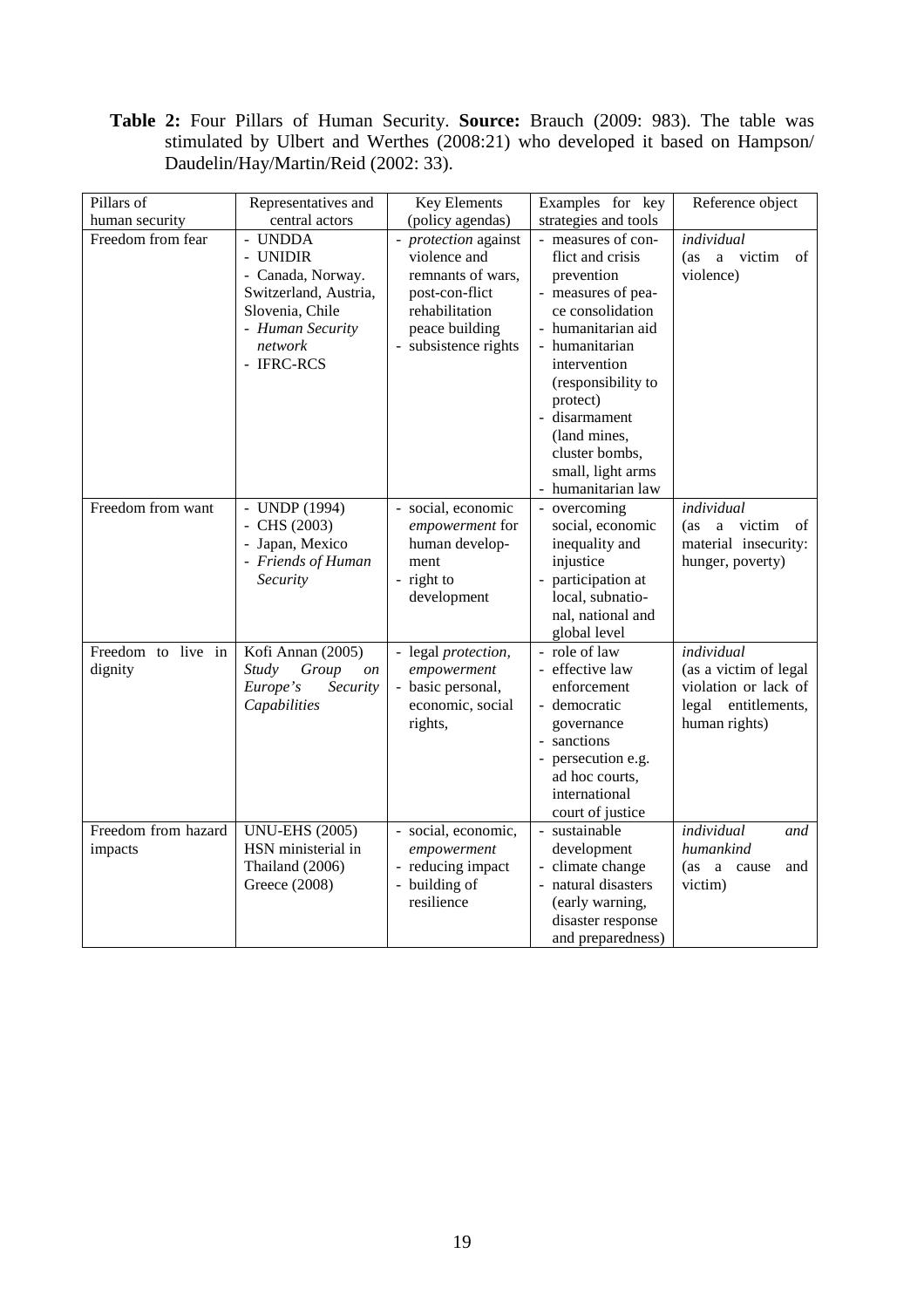**Table 2:** Four Pillars of Human Security. **Source:** Brauch (2009: 983). The table was stimulated by Ulbert and Werthes (2008:21) who developed it based on Hampson/ Daudelin/Hay/Martin/Reid (2002: 33).

| Pillars of human security | Representatives and central actors | Key Elements (policy agendas) | Examples for key strategies and tools | Reference object |
|---|---|---|---|---|
| Freedom from fear | - UNDDA<br>- UNIDIR<br>- Canada, Norway. Switzerland, Austria, Slovenia, Chile<br>- *Human Security network*<br>- IFRC-RCS | - *protection* against violence and remnants of wars, post-con-flict rehabilitation peace building<br>- subsistence rights | - measures of con-flict and crisis prevention<br>- measures of pea-ce consolidation<br>- humanitarian aid<br>- humanitarian intervention (responsibility to protect)<br>- disarmament (land mines, cluster bombs, small, light arms<br>- humanitarian law | *individual* (as a victim of violence) |
| Freedom from want | - UNDP (1994)<br>- CHS (2003)<br>- Japan, Mexico<br>- *Friends of Human Security* | - social, economic *empowerment* for human develop-ment<br>- right to development | - overcoming social, economic inequality and injustice<br>- participation at local, subnatio-nal, national and global level | *individual* (as a victim of material insecurity: hunger, poverty) |
| Freedom to live in dignity | Kofi Annan (2005) *Study Group on Europe's Security Capabilities* | - legal *protection*, *empowerment*<br>- basic personal, economic, social rights, | - role of law<br>- effective law enforcement<br>- democratic governance<br>- sanctions<br>- persecution e.g. ad hoc courts, international court of justice | *individual* (as a victim of legal violation or lack of legal entitlements, human rights) |
| Freedom from hazard impacts | UNU-EHS (2005) HSN ministerial in Thailand (2006) Greece (2008) | - social, economic, *empowerment*<br>- reducing impact<br>- building of resilience | - sustainable development<br>- climate change<br>- natural disasters (early warning, disaster response and preparedness) | *individual and humankind* (as a cause and victim) |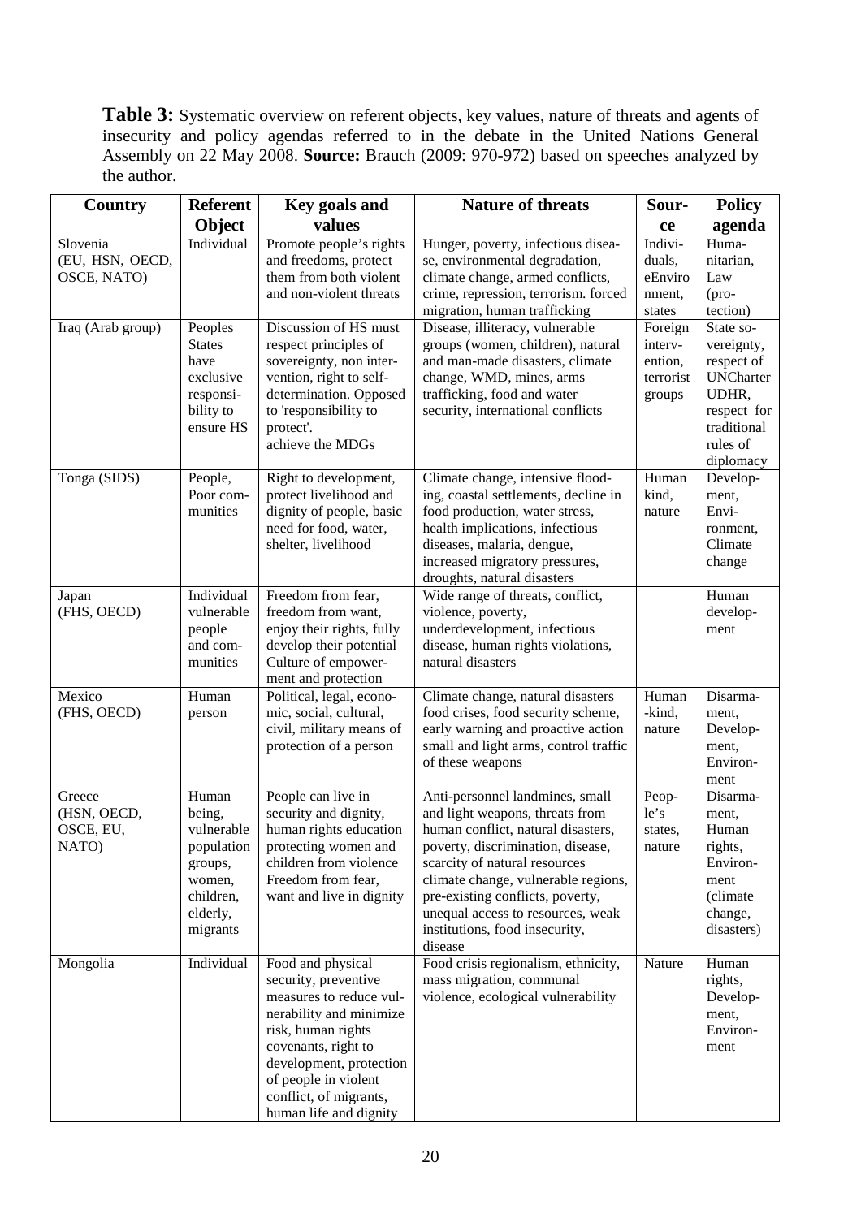**Table 3:** Systematic overview on referent objects, key values, nature of threats and agents of insecurity and policy agendas referred to in the debate in the United Nations General Assembly on 22 May 2008. **Source:** Brauch (2009: 970-972) based on speeches analyzed by the author.

| Country | Referent Object | Key goals and values | Nature of threats | Source | Policy agenda |
|---|---|---|---|---|---|
| Slovenia (EU, HSN, OECD, OSCE, NATO) | Individual | Promote people's rights and freedoms, protect them from both violent and non-violent threats | Hunger, poverty, infectious disease, environmental degradation, climate change, armed conflicts, crime, repression, terrorism. forced migration, human trafficking | Individuals, eEnvironment, states | Humanitarian, Law (protection) |
| Iraq (Arab group) | Peoples States have exclusive responsibility to ensure HS | Discussion of HS must respect principles of sovereignty, non intervention, right to self-determination. Opposed to 'responsibility to protect'. achieve the MDGs | Disease, illiteracy, vulnerable groups (women, children), natural and man-made disasters, climate change, WMD, mines, arms trafficking, food and water security, international conflicts | Foreign intervention, terrorist groups | State sovereignty, respect of UNCharter UDHR, respect for traditional rules of diplomacy |
| Tonga (SIDS) | People, Poor communities | Right to development, protect livelihood and dignity of people, basic need for food, water, shelter, livelihood | Climate change, intensive flooding, coastal settlements, decline in food production, water stress, health implications, infectious diseases, malaria, dengue, increased migratory pressures, droughts, natural disasters | Human kind, nature | Development, Environment, Climate change |
| Japan (FHS, OECD) | Individual vulnerable people and communities | Freedom from fear, freedom from want, enjoy their rights, fully develop their potential Culture of empowerment and protection | Wide range of threats, conflict, violence, poverty, underdevelopment, infectious disease, human rights violations, natural disasters | | Human development |
| Mexico (FHS, OECD) | Human person | Political, legal, economic, social, cultural, civil, military means of protection of a person | Climate change, natural disasters food crises, food security scheme, early warning and proactive action small and light arms, control traffic of these weapons | Human-kind, nature | Disarmament, Development, Environment |
| Greece (HSN, OECD, OSCE, EU, NATO) | Human being, vulnerable population groups, women, children, elderly, migrants | People can live in security and dignity, human rights education protecting women and children from violence Freedom from fear, want and live in dignity | Anti-personnel landmines, small and light weapons, threats from human conflict, natural disasters, poverty, discrimination, disease, scarcity of natural resources climate change, vulnerable regions, pre-existing conflicts, poverty, unequal access to resources, weak institutions, food insecurity, disease | People's states, nature | Disarmament, Human rights, Environment (climate change, disasters) |
| Mongolia | Individual | Food and physical security, preventive measures to reduce vulnerability and minimize risk, human rights covenants, right to development, protection of people in violent conflict, of migrants, human life and dignity | Food crisis regionalism, ethnicity, mass migration, communal violence, ecological vulnerability | Nature | Human rights, Development, Environment |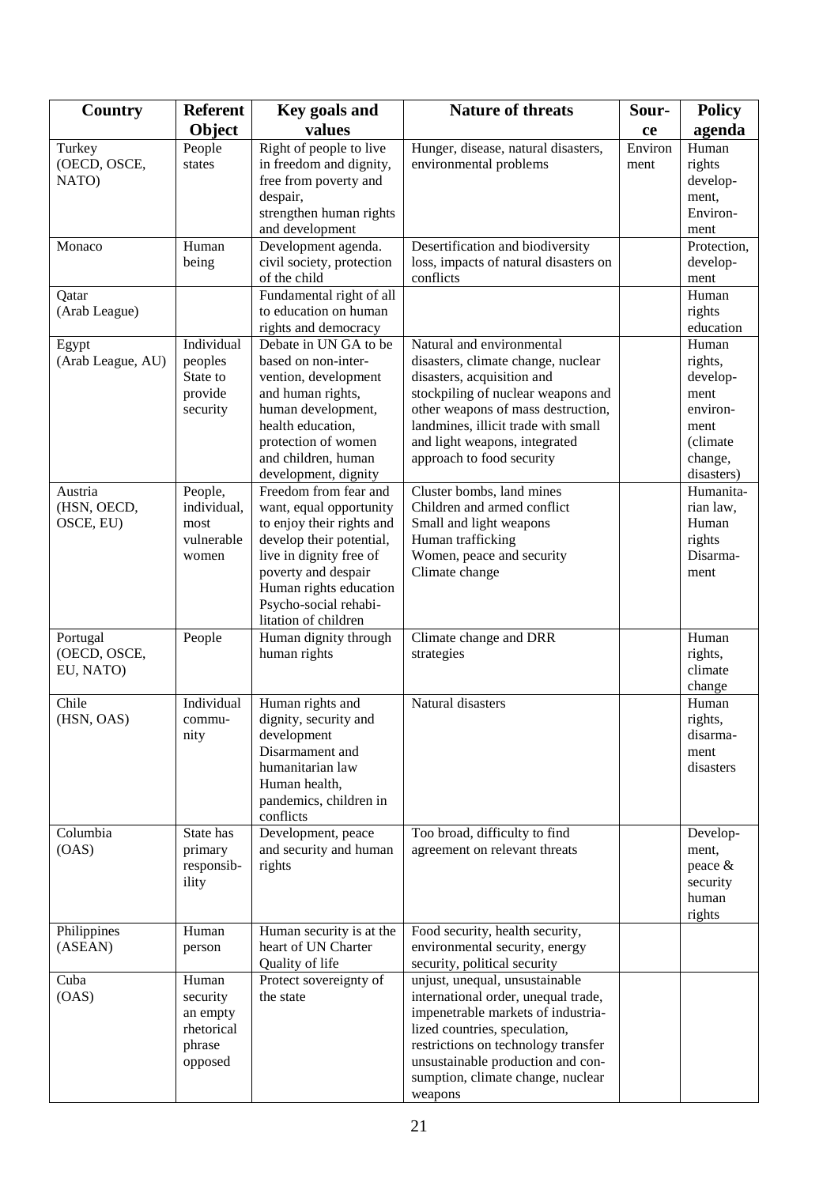| Country | Referent Object | Key goals and values | Nature of threats | Source | Policy agenda |
|---|---|---|---|---|---|
| Turkey (OECD, OSCE, NATO) | People states | Right of people to live in freedom and dignity, free from poverty and despair, strengthen human rights and development | Hunger, disease, natural disasters, environmental problems | Environment | Human rights development, Environment |
| Monaco | Human being | Development agenda. civil society, protection of the child | Desertification and biodiversity loss, impacts of natural disasters on conflicts | | Protection, development |
| Qatar (Arab League) | | Fundamental right of all to education on human rights and democracy | | | Human rights education |
| Egypt (Arab League, AU) | Individual peoples State to provide security | Debate in UN GA to be based on non-intervention, development and human rights, human development, health education, protection of women and children, human development, dignity | Natural and environmental disasters, climate change, nuclear disasters, acquisition and stockpiling of nuclear weapons and other weapons of mass destruction, landmines, illicit trade with small and light weapons, integrated approach to food security | | Human rights, development environment (climate change, disasters) |
| Austria (HSN, OECD, OSCE, EU) | People, individual, most vulnerable women | Freedom from fear and want, equal opportunity to enjoy their rights and develop their potential, live in dignity free of poverty and despair Human rights education Psycho-social rehabilitation of children | Cluster bombs, land mines Children and armed conflict Small and light weapons Human trafficking Women, peace and security Climate change | | Humanitarian law, Human rights Disarmament |
| Portugal (OECD, OSCE, EU, NATO) | People | Human dignity through human rights | Climate change and DRR strategies | | Human rights, climate change |
| Chile (HSN, OAS) | Individual community | Human rights and dignity, security and development Disarmament and humanitarian law Human health, pandemics, children in conflicts | Natural disasters | | Human rights, disarmament disasters |
| Columbia (OAS) | State has primary responsibility | Development, peace and security and human rights | Too broad, difficulty to find agreement on relevant threats | | Development, peace & security human rights |
| Philippines (ASEAN) | Human person | Human security is at the heart of UN Charter Quality of life | Food security, health security, environmental security, energy security, political security | | |
| Cuba (OAS) | Human security an empty rhetorical phrase opposed | Protect sovereignty of the state | unjust, unequal, unsustainable international order, unequal trade, impenetrable markets of industrialized countries, speculation, restrictions on technology transfer unsustainable production and consumption, climate change, nuclear weapons | | |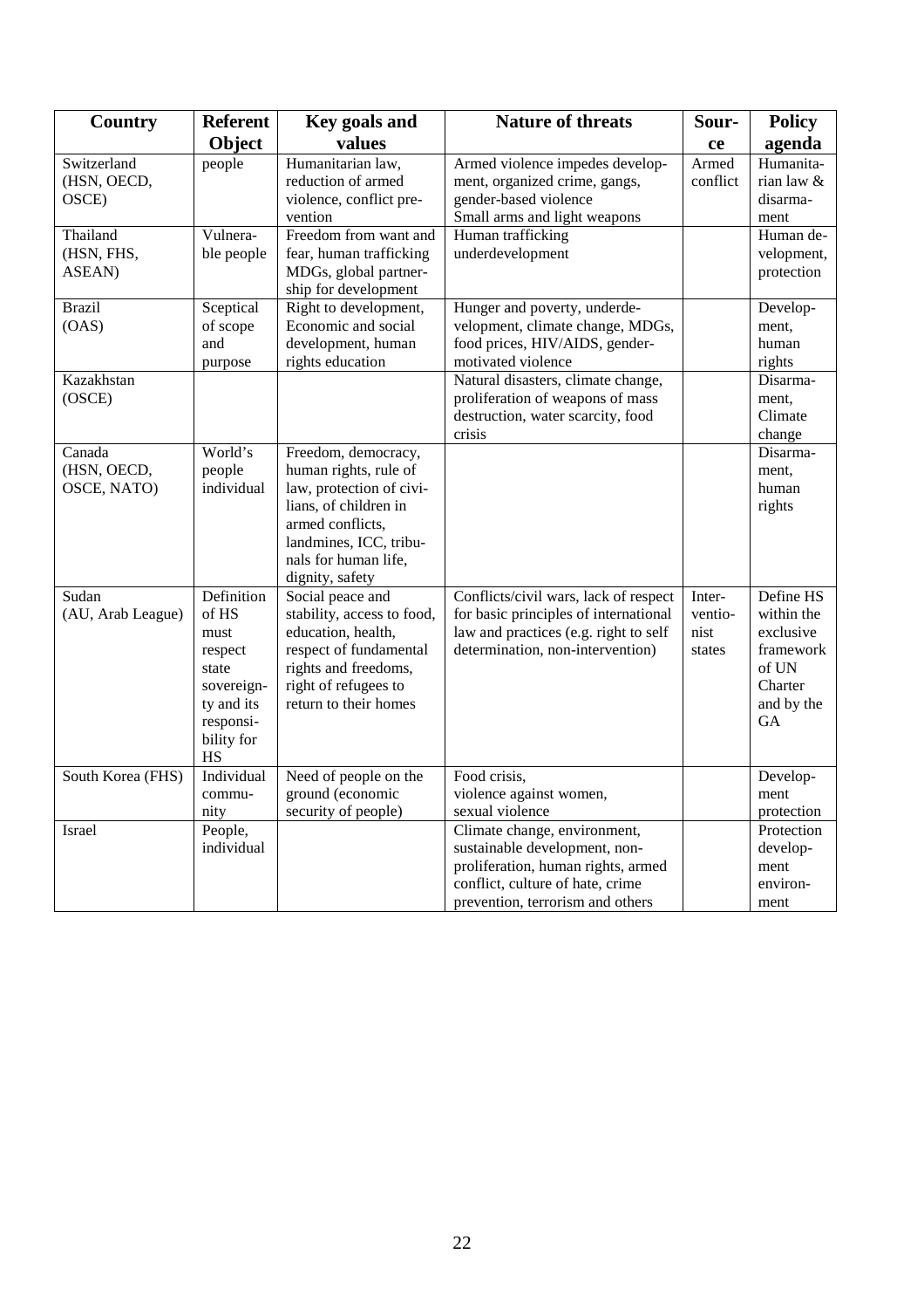| Country | Referent Object | Key goals and values | Nature of threats | Source | Policy agenda |
|---|---|---|---|---|---|
| Switzerland (HSN, OECD, OSCE) | people | Humanitarian law, reduction of armed violence, conflict prevention | Armed violence impedes development, organized crime, gangs, gender-based violence Small arms and light weapons | Armed conflict | Humanitarian law & disarmament |
| Thailand (HSN, FHS, ASEAN) | Vulnerable people | Freedom from want and fear, human trafficking MDGs, global partnership for development | Human trafficking underdevelopment | | Human development, protection |
| Brazil (OAS) | Sceptical of scope and purpose | Right to development, Economic and social development, human rights education | Hunger and poverty, underdevelopment, climate change, MDGs, food prices, HIV/AIDS, gender-motivated violence | | Development, human rights |
| Kazakhstan (OSCE) | | | Natural disasters, climate change, proliferation of weapons of mass destruction, water scarcity, food crisis | | Disarmament, Climate change |
| Canada (HSN, OECD, OSCE, NATO) | World's people individual | Freedom, democracy, human rights, rule of law, protection of civilians, of children in armed conflicts, landmines, ICC, tribunals for human life, dignity, safety | | | Disarmament, human rights |
| Sudan (AU, Arab League) | Definition of HS must respect state sovereignty and its responsibility for HS | Social peace and stability, access to food, education, health, respect of fundamental rights and freedoms, right of refugees to return to their homes | Conflicts/civil wars, lack of respect for basic principles of international law and practices (e.g. right to self determination, non-intervention) | Interventionist states | Define HS within the exclusive framework of UN Charter and by the GA |
| South Korea (FHS) | Individual community | Need of people on the ground (economic security of people) | Food crisis, violence against women, sexual violence | | Development protection |
| Israel | People, individual | | Climate change, environment, sustainable development, non-proliferation, human rights, armed conflict, culture of hate, crime prevention, terrorism and others | | Protection development environment |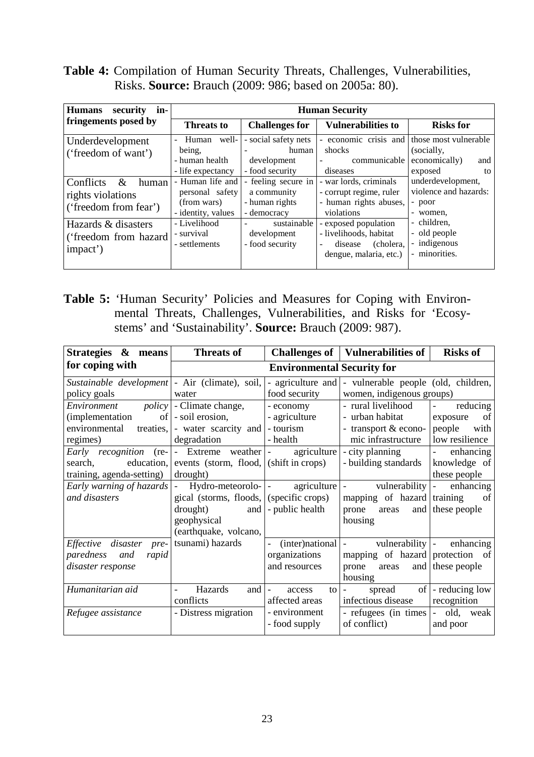**Table 4:** Compilation of Human Security Threats, Challenges, Vulnerabilities, Risks. **Source:** Brauch (2009: 986; based on 2005a: 80).

| **Humans security infringements posed by** | **Human Security** | | | |
|---|---|---|---|---|
| | **Threats to** | **Challenges for** | **Vulnerabilities to** | **Risks for** |
| Underdevelopment ('freedom of want') | - Human well-being, - human health - life expectancy | - social safety nets - human development - food security | - economic crisis and shocks - communicable diseases | those most vulnerable (socially, economically) and exposed to underdevelopment, violence and hazards: - poor - women, - children, - old people - indigenous - minorities. |
| Conflicts & human rights violations ('freedom from fear') | - Human life and personal safety (from wars) - identity, values | - feeling secure in a community - human rights - democracy | - war lords, criminals - corrupt regime, ruler - human rights abuses, violations | |
| Hazards & disasters ('freedom from hazard impact') | - Livelihood - survival - settlements | - sustainable development - food security | - exposed population - livelihoods, habitat - disease (cholera, dengue, malaria, etc.) | |

**Table 5:** 'Human Security' Policies and Measures for Coping with Environmental Threats, Challenges, Vulnerabilities, and Risks for 'Ecosystems' and 'Sustainability'. **Source:** Brauch (2009: 987).

| **Strategies & means for coping with** | **Threats of** | **Challenges of** | **Vulnerabilities of** | **Risks of** |
|---|---|---|---|---|
| | **Environmental Security for** | | | |
| *Sustainable development* policy goals | - Air (climate), soil, water | - agriculture and food security | - vulnerable people (old, children, women, indigenous groups) | |
| *Environment policy* (implementation of environmental treaties, regimes) | - Climate change, - soil erosion, - water scarcity and degradation | - economy - agriculture - tourism - health | - rural livelihood - urban habitat - transport & economic infrastructure | - reducing exposure of people with low resilience |
| *Early recognition* (research, education, training, agenda-setting) | - Extreme weather events (storm, flood, drought) | - agriculture (shift in crops) | - city planning - building standards | - enhancing knowledge of these people |
| *Early warning of hazards and disasters* | - Hydro-meteorological (storms, floods, drought) and geophysical (earthquake, volcano, tsunami) hazards | - agriculture (specific crops) - public health | - vulnerability mapping of hazard prone areas and housing | - enhancing training of these people |
| *Effective disaster preparedness and rapid disaster response* | | - (inter)national organizations and resources | - vulnerability mapping of hazard prone areas and housing | - enhancing protection of these people |
| *Humanitarian aid* | - Hazards and conflicts | - access to affected areas - environment - food supply | - spread of infectious disease | - reducing low recognition |
| *Refugee assistance* | - Distress migration | | - refugees (in times of conflict) | - old, weak and poor |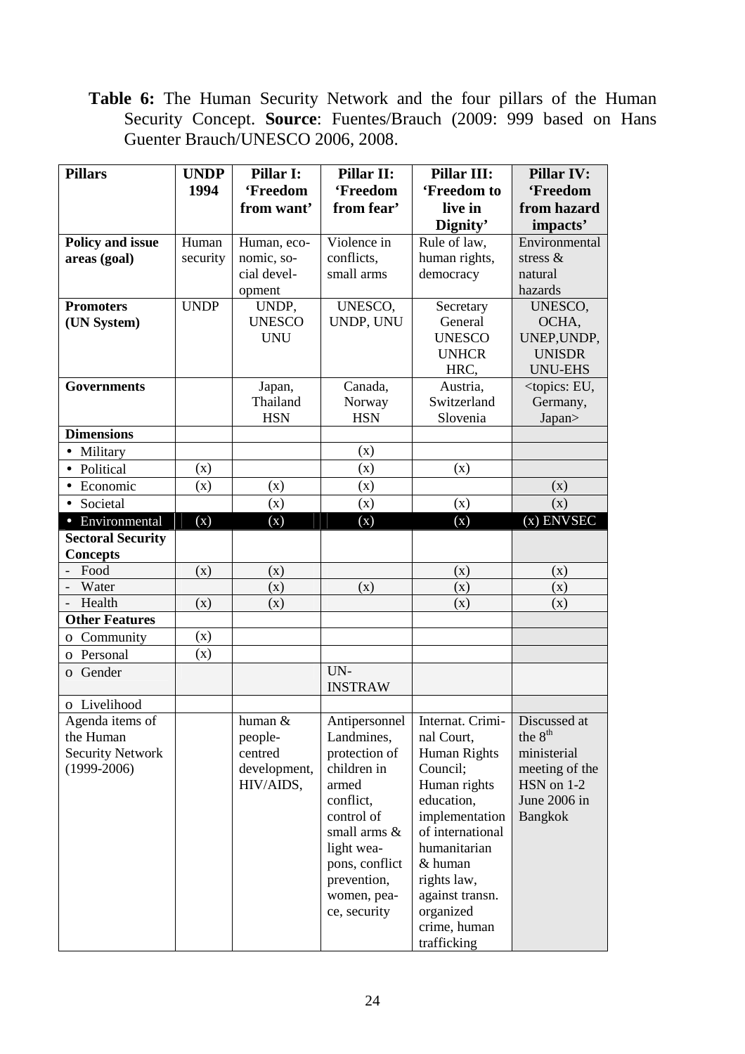**Table 6:** The Human Security Network and the four pillars of the Human Security Concept. **Source**: Fuentes/Brauch (2009: 999 based on Hans Guenter Brauch/UNESCO 2006, 2008.

| **Pillars** | **UNDP 1994** | **Pillar I: 'Freedom from want'** | **Pillar II: 'Freedom from fear'** | **Pillar III: 'Freedom to live in Dignity'** | **Pillar IV: 'Freedom from hazard impacts'** |
|---|---|---|---|---|---|
| **Policy and issue areas (goal)** | Human security | Human, economic, social development | Violence in conflicts, small arms | Rule of law, human rights, democracy | Environmental stress & natural hazards |
| **Promoters (UN System)** | UNDP | UNDP, UNESCO UNU | UNESCO, UNDP, UNU | Secretary General UNESCO UNHCR HRC, | UNESCO, OCHA, UNEP,UNDP, UNISDR UNU-EHS |
| **Governments** | | Japan, Thailand HSN | Canada, Norway HSN | Austria, Switzerland Slovenia | <topics: EU, Germany, Japan> |
| **Dimensions** | | | | | |
| • Military | | | (x) | | |
| • Political | (x) | | (x) | (x) | |
| • Economic | (x) | (x) | (x) | | (x) |
| • Societal | | (x) | (x) | (x) | (x) |
| • Environmental | (x) | (x) | (x) | (x) | (x) ENVSEC |
| **Sectoral Security Concepts** | | | | | |
| - Food | (x) | (x) | | (x) | (x) |
| - Water | | (x) | (x) | (x) | (x) |
| - Health | (x) | (x) | | (x) | (x) |
| **Other Features** | | | | | |
| o Community | (x) | | | | |
| o Personal | (x) | | | | |
| o Gender | | | UN-INSTRAW | | |
| o Livelihood | | | | | |
| Agenda items of the Human Security Network (1999-2006) | | human & people-centred development, HIV/AIDS, | Antipersonnel Landmines, protection of children in armed conflict, control of small arms & light weapons, conflict prevention, women, peace, security | Internat. Criminal Court, Human Rights Council; Human rights education, implementation of international humanitarian & human rights law, against transn. organized crime, human trafficking | Discussed at the 8th ministerial meeting of the HSN on 1-2 June 2006 in Bangkok |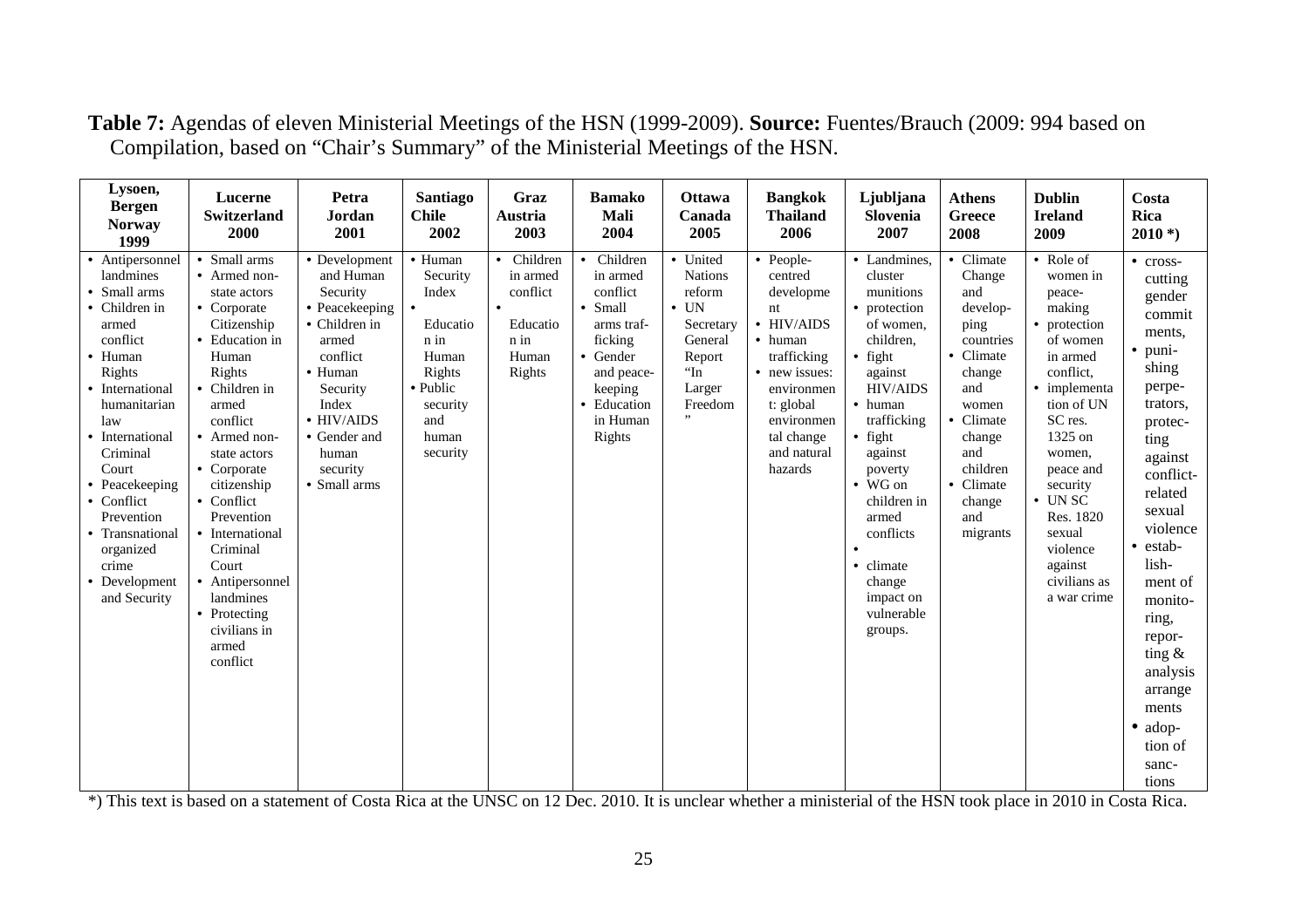**Table 7:** Agendas of eleven Ministerial Meetings of the HSN (1999-2009). **Source:** Fuentes/Brauch (2009: 994 based on Compilation, based on "Chair's Summary" of the Ministerial Meetings of the HSN.

| Lysoen, Bergen Norway 1999 | Lucerne Switzerland 2000 | Petra Jordan 2001 | Santiago Chile 2002 | Graz Austria 2003 | Bamako Mali 2004 | Ottawa Canada 2005 | Bangkok Thailand 2006 | Ljubljana Slovenia 2007 | Athens Greece 2008 | Dublin Ireland 2009 | Costa Rica 2010 *) |
|---|---|---|---|---|---|---|---|---|---|---|---|
| • Antipersonnel landmines<br>• Small arms<br>• Children in armed conflict<br>• Human Rights<br>• International humanitarian law<br>• International Criminal Court<br>• Peacekeeping<br>• Conflict Prevention<br>• Transnational organized crime<br>• Development and Security | • Small arms<br>• Armed non-state actors<br>• Corporate Citizenship<br>• Education in Human Rights<br>• Children in armed conflict<br>• Armed non-state actors<br>• Corporate citizenship<br>• Conflict Prevention<br>• International Criminal Court<br>• Antipersonnel landmines<br>• Protecting civilians in armed conflict | • Development and Human Security<br>• Peacekeeping<br>• Children in armed conflict<br>• Human Security Index<br>• HIV/AIDS<br>• Gender and human security<br>• Small arms | • Human Security Index<br>• Educatio n in Human Rights<br>• Public security and human security | • Children in armed conflict<br>• Educatio n in Human Rights | • Children in armed conflict<br>• Small arms traf-ficking<br>• Gender and peace-keeping<br>• Education in Human Rights | • United Nations reform<br>• UN Secretary General Report "In Larger Freedom" | • People-centred developme nt<br>• HIV/AIDS<br>• human trafficking<br>• new issues: environmen t: global environmen tal change and natural hazards | • Landmines, cluster munitions<br>• protection of women, children,<br>• fight against HIV/AIDS<br>• human trafficking<br>• fight against poverty<br>• WG on children in armed conflicts<br>•<br>• climate change impact on vulnerable groups. | • Climate Change and develop-ping countries<br>• Climate change and women<br>• Climate change and children<br>• Climate change and migrants | • Role of women in peace-making<br>• protection of women in armed conflict,<br>• implementa tion of UN SC res. 1325 on women, peace and security<br>• UN SC Res. 1820 sexual violence against civilians as a war crime | • cross-cutting gender commit ments,<br>• puni-shing perpe-trators,<br>• protec-ting against conflict-related sexual violence<br>• estab-lish-ment of monito-ring, repor-ting & analysis arrange ments<br>• adop-tion of sanc-tions |

*) This text is based on a statement of Costa Rica at the UNSC on 12 Dec. 2010. It is unclear whether a ministerial of the HSN took place in 2010 in Costa Rica.